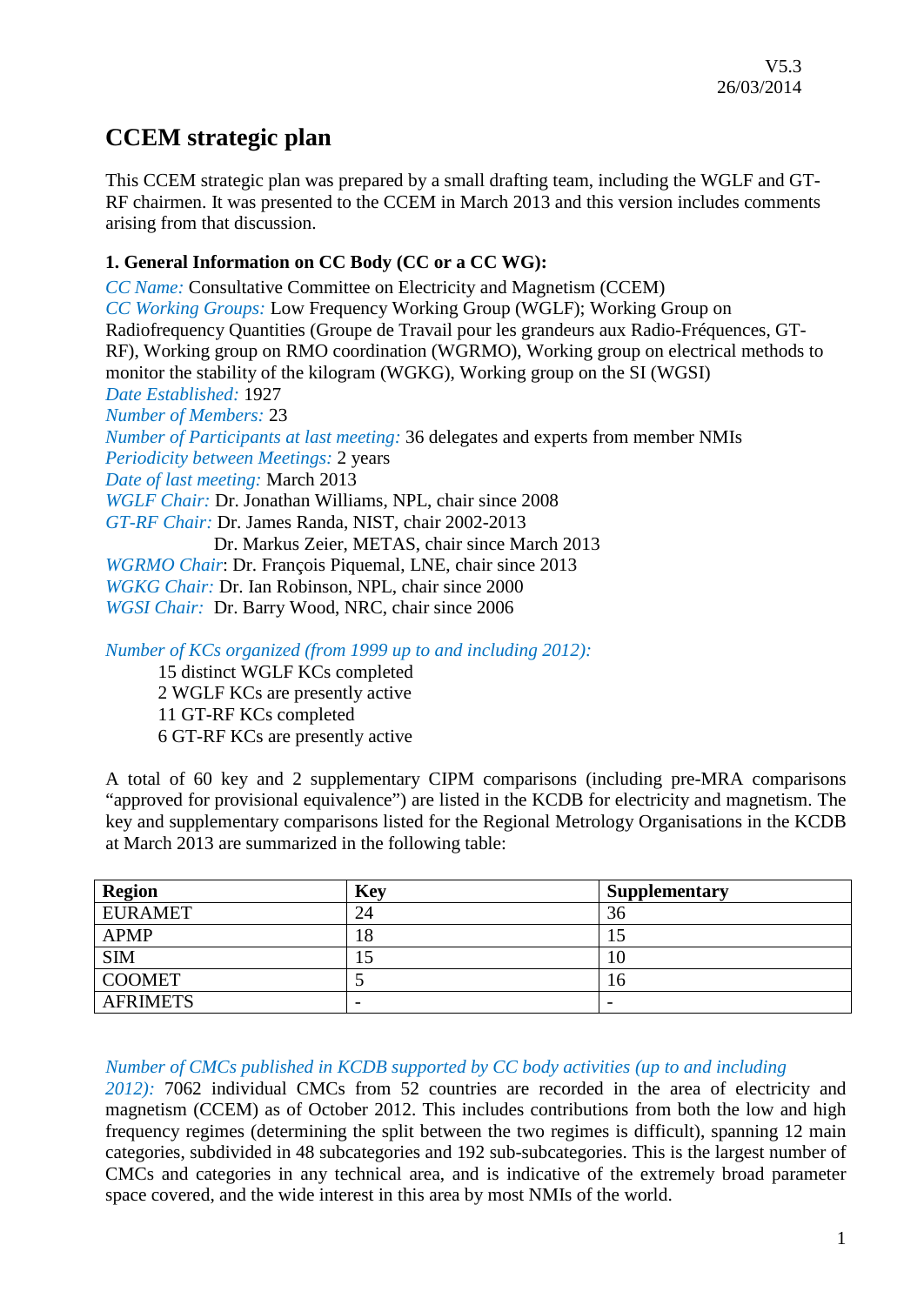V5.3
26/03/2014

# CCEM strategic plan

This CCEM strategic plan was prepared by a small drafting team, including the WGLF and GT-RF chairmen. It was presented to the CCEM in March 2013 and this version includes comments arising from that discussion.

**1. General Information on CC Body (CC or a CC WG):**

*CC Name:* Consultative Committee on Electricity and Magnetism (CCEM)
*CC Working Groups:* Low Frequency Working Group (WGLF); Working Group on Radiofrequency Quantities (Groupe de Travail pour les grandeurs aux Radio-Fréquences, GT-RF), Working group on RMO coordination (WGRMO), Working group on electrical methods to monitor the stability of the kilogram (WGKG), Working group on the SI (WGSI)
*Date Established:* 1927
*Number of Members:* 23
*Number of Participants at last meeting:* 36 delegates and experts from member NMIs
*Periodicity between Meetings:* 2 years
*Date of last meeting:* March 2013
*WGLF Chair:* Dr. Jonathan Williams, NPL, chair since 2008
*GT-RF Chair:* Dr. James Randa, NIST, chair 2002-2013
Dr. Markus Zeier, METAS, chair since March 2013
*WGRMO Chair*: Dr. François Piquemal, LNE, chair since 2013
*WGKG Chair:* Dr. Ian Robinson, NPL, chair since 2000
*WGSI Chair:* Dr. Barry Wood, NRC, chair since 2006

*Number of KCs organized (from 1999 up to and including 2012):*

15 distinct WGLF KCs completed
2 WGLF KCs are presently active
11 GT-RF KCs completed
6 GT-RF KCs are presently active

A total of 60 key and 2 supplementary CIPM comparisons (including pre-MRA comparisons "approved for provisional equivalence") are listed in the KCDB for electricity and magnetism. The key and supplementary comparisons listed for the Regional Metrology Organisations in the KCDB at March 2013 are summarized in the following table:

| Region | Key | Supplementary |
|---|---|---|
| EURAMET | 24 | 36 |
| APMP | 18 | 15 |
| SIM | 15 | 10 |
| COOMET | 5 | 16 |
| AFRIMETS | - | - |

*Number of CMCs published in KCDB supported by CC body activities (up to and including 2012):* 7062 individual CMCs from 52 countries are recorded in the area of electricity and magnetism (CCEM) as of October 2012. This includes contributions from both the low and high frequency regimes (determining the split between the two regimes is difficult), spanning 12 main categories, subdivided in 48 subcategories and 192 sub-subcategories. This is the largest number of CMCs and categories in any technical area, and is indicative of the extremely broad parameter space covered, and the wide interest in this area by most NMIs of the world.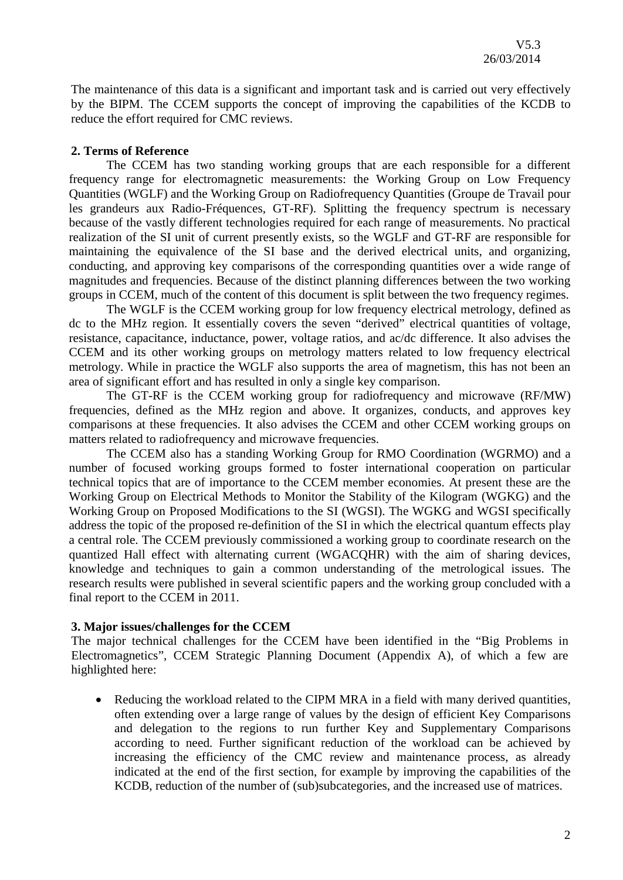The maintenance of this data is a significant and important task and is carried out very effectively by the BIPM. The CCEM supports the concept of improving the capabilities of the KCDB to reduce the effort required for CMC reviews.

## 2. Terms of Reference

The CCEM has two standing working groups that are each responsible for a different frequency range for electromagnetic measurements: the Working Group on Low Frequency Quantities (WGLF) and the Working Group on Radiofrequency Quantities (Groupe de Travail pour les grandeurs aux Radio-Fréquences, GT-RF). Splitting the frequency spectrum is necessary because of the vastly different technologies required for each range of measurements. No practical realization of the SI unit of current presently exists, so the WGLF and GT-RF are responsible for maintaining the equivalence of the SI base and the derived electrical units, and organizing, conducting, and approving key comparisons of the corresponding quantities over a wide range of magnitudes and frequencies. Because of the distinct planning differences between the two working groups in CCEM, much of the content of this document is split between the two frequency regimes.

The WGLF is the CCEM working group for low frequency electrical metrology, defined as dc to the MHz region. It essentially covers the seven "derived" electrical quantities of voltage, resistance, capacitance, inductance, power, voltage ratios, and ac/dc difference. It also advises the CCEM and its other working groups on metrology matters related to low frequency electrical metrology. While in practice the WGLF also supports the area of magnetism, this has not been an area of significant effort and has resulted in only a single key comparison.

The GT-RF is the CCEM working group for radiofrequency and microwave (RF/MW) frequencies, defined as the MHz region and above. It organizes, conducts, and approves key comparisons at these frequencies. It also advises the CCEM and other CCEM working groups on matters related to radiofrequency and microwave frequencies.

The CCEM also has a standing Working Group for RMO Coordination (WGRMO) and a number of focused working groups formed to foster international cooperation on particular technical topics that are of importance to the CCEM member economies. At present these are the Working Group on Electrical Methods to Monitor the Stability of the Kilogram (WGKG) and the Working Group on Proposed Modifications to the SI (WGSI). The WGKG and WGSI specifically address the topic of the proposed re-definition of the SI in which the electrical quantum effects play a central role. The CCEM previously commissioned a working group to coordinate research on the quantized Hall effect with alternating current (WGACQHR) with the aim of sharing devices, knowledge and techniques to gain a common understanding of the metrological issues. The research results were published in several scientific papers and the working group concluded with a final report to the CCEM in 2011.

## 3. Major issues/challenges for the CCEM

The major technical challenges for the CCEM have been identified in the "Big Problems in Electromagnetics", CCEM Strategic Planning Document (Appendix A), of which a few are highlighted here:

- Reducing the workload related to the CIPM MRA in a field with many derived quantities, often extending over a large range of values by the design of efficient Key Comparisons and delegation to the regions to run further Key and Supplementary Comparisons according to need. Further significant reduction of the workload can be achieved by increasing the efficiency of the CMC review and maintenance process, as already indicated at the end of the first section, for example by improving the capabilities of the KCDB, reduction of the number of (sub)subcategories, and the increased use of matrices.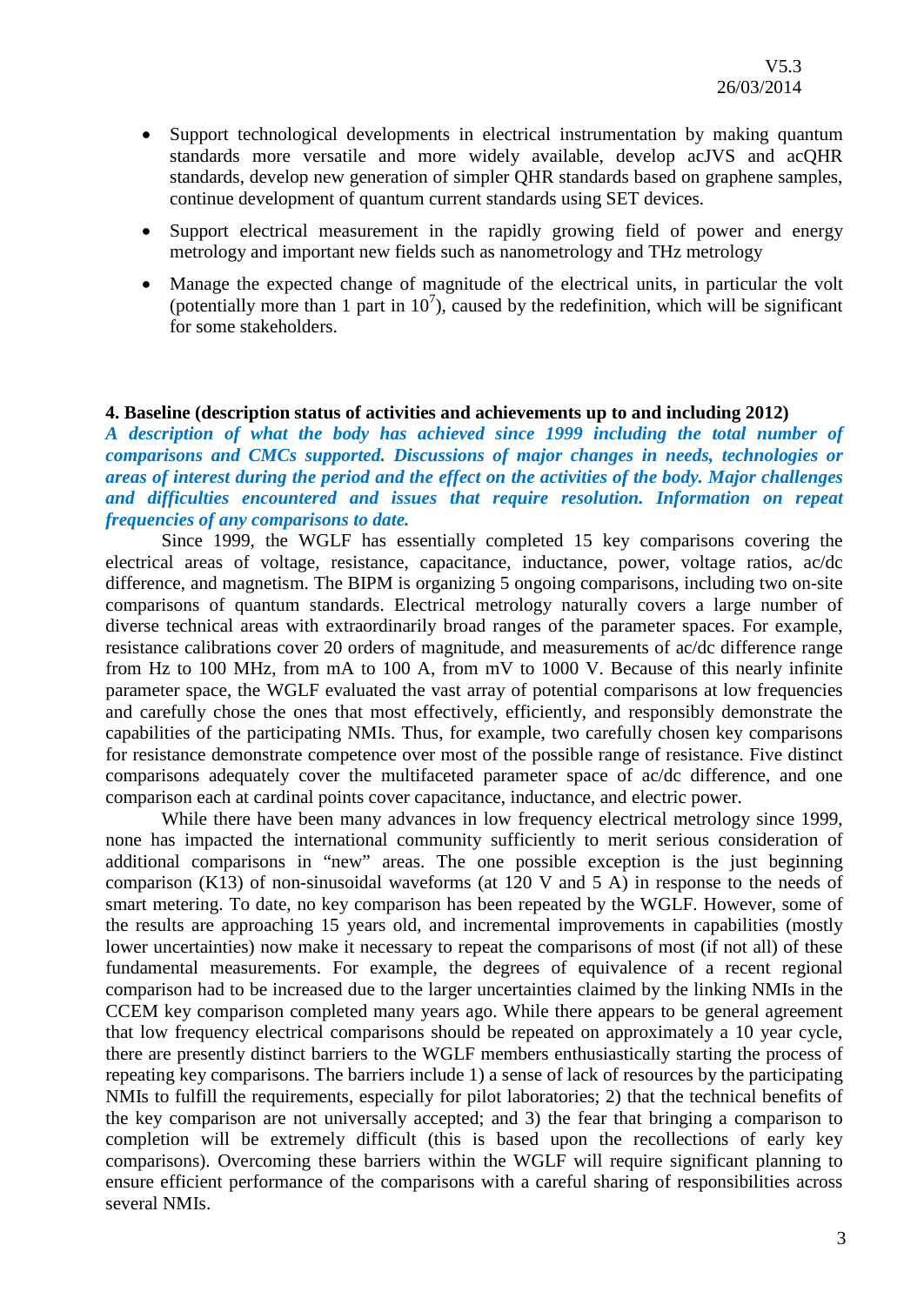- Support technological developments in electrical instrumentation by making quantum standards more versatile and more widely available, develop acJVS and acQHR standards, develop new generation of simpler QHR standards based on graphene samples, continue development of quantum current standards using SET devices.
- Support electrical measurement in the rapidly growing field of power and energy metrology and important new fields such as nanometrology and THz metrology
- Manage the expected change of magnitude of the electrical units, in particular the volt (potentially more than 1 part in $10^7$), caused by the redefinition, which will be significant for some stakeholders.

**4. Baseline (description status of activities and achievements up to and including 2012)**

***A description of what the body has achieved since 1999 including the total number of comparisons and CMCs supported. Discussions of major changes in needs, technologies or areas of interest during the period and the effect on the activities of the body. Major challenges and difficulties encountered and issues that require resolution. Information on repeat frequencies of any comparisons to date.***

Since 1999, the WGLF has essentially completed 15 key comparisons covering the electrical areas of voltage, resistance, capacitance, inductance, power, voltage ratios, ac/dc difference, and magnetism. The BIPM is organizing 5 ongoing comparisons, including two on-site comparisons of quantum standards. Electrical metrology naturally covers a large number of diverse technical areas with extraordinarily broad ranges of the parameter spaces. For example, resistance calibrations cover 20 orders of magnitude, and measurements of ac/dc difference range from Hz to 100 MHz, from mA to 100 A, from mV to 1000 V. Because of this nearly infinite parameter space, the WGLF evaluated the vast array of potential comparisons at low frequencies and carefully chose the ones that most effectively, efficiently, and responsibly demonstrate the capabilities of the participating NMIs. Thus, for example, two carefully chosen key comparisons for resistance demonstrate competence over most of the possible range of resistance. Five distinct comparisons adequately cover the multifaceted parameter space of ac/dc difference, and one comparison each at cardinal points cover capacitance, inductance, and electric power.

While there have been many advances in low frequency electrical metrology since 1999, none has impacted the international community sufficiently to merit serious consideration of additional comparisons in "new" areas. The one possible exception is the just beginning comparison (K13) of non-sinusoidal waveforms (at 120 V and 5 A) in response to the needs of smart metering. To date, no key comparison has been repeated by the WGLF. However, some of the results are approaching 15 years old, and incremental improvements in capabilities (mostly lower uncertainties) now make it necessary to repeat the comparisons of most (if not all) of these fundamental measurements. For example, the degrees of equivalence of a recent regional comparison had to be increased due to the larger uncertainties claimed by the linking NMIs in the CCEM key comparison completed many years ago. While there appears to be general agreement that low frequency electrical comparisons should be repeated on approximately a 10 year cycle, there are presently distinct barriers to the WGLF members enthusiastically starting the process of repeating key comparisons. The barriers include 1) a sense of lack of resources by the participating NMIs to fulfill the requirements, especially for pilot laboratories; 2) that the technical benefits of the key comparison are not universally accepted; and 3) the fear that bringing a comparison to completion will be extremely difficult (this is based upon the recollections of early key comparisons). Overcoming these barriers within the WGLF will require significant planning to ensure efficient performance of the comparisons with a careful sharing of responsibilities across several NMIs.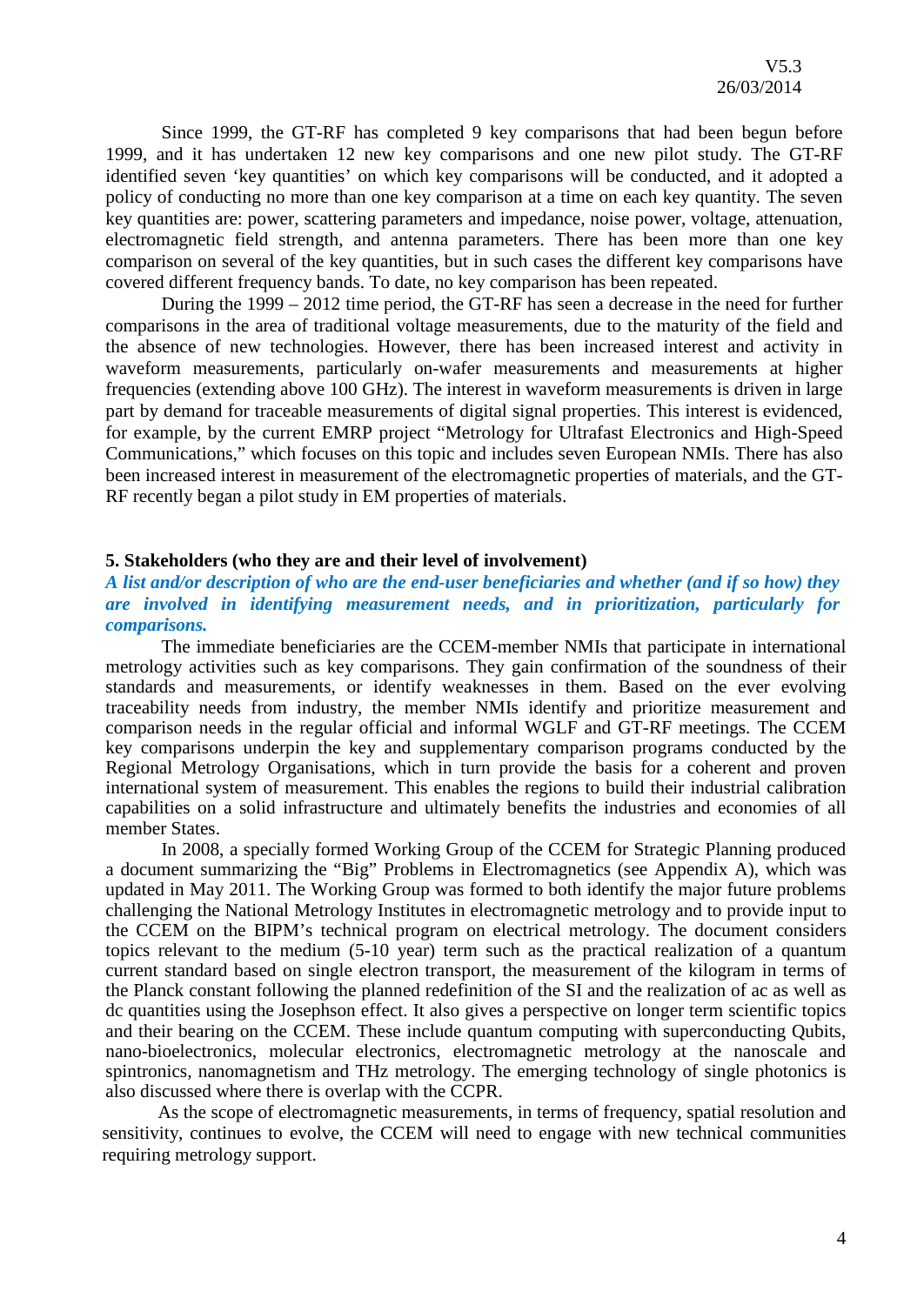Since 1999, the GT-RF has completed 9 key comparisons that had been begun before 1999, and it has undertaken 12 new key comparisons and one new pilot study. The GT-RF identified seven 'key quantities' on which key comparisons will be conducted, and it adopted a policy of conducting no more than one key comparison at a time on each key quantity. The seven key quantities are: power, scattering parameters and impedance, noise power, voltage, attenuation, electromagnetic field strength, and antenna parameters. There has been more than one key comparison on several of the key quantities, but in such cases the different key comparisons have covered different frequency bands. To date, no key comparison has been repeated.

During the 1999 – 2012 time period, the GT-RF has seen a decrease in the need for further comparisons in the area of traditional voltage measurements, due to the maturity of the field and the absence of new technologies. However, there has been increased interest and activity in waveform measurements, particularly on-wafer measurements and measurements at higher frequencies (extending above 100 GHz). The interest in waveform measurements is driven in large part by demand for traceable measurements of digital signal properties. This interest is evidenced, for example, by the current EMRP project "Metrology for Ultrafast Electronics and High-Speed Communications," which focuses on this topic and includes seven European NMIs. There has also been increased interest in measurement of the electromagnetic properties of materials, and the GT-RF recently began a pilot study in EM properties of materials.

## 5. Stakeholders (who they are and their level of involvement)

***A list and/or description of who are the end-user beneficiaries and whether (and if so how) they are involved in identifying measurement needs, and in prioritization, particularly for comparisons.***

The immediate beneficiaries are the CCEM-member NMIs that participate in international metrology activities such as key comparisons. They gain confirmation of the soundness of their standards and measurements, or identify weaknesses in them. Based on the ever evolving traceability needs from industry, the member NMIs identify and prioritize measurement and comparison needs in the regular official and informal WGLF and GT-RF meetings. The CCEM key comparisons underpin the key and supplementary comparison programs conducted by the Regional Metrology Organisations, which in turn provide the basis for a coherent and proven international system of measurement. This enables the regions to build their industrial calibration capabilities on a solid infrastructure and ultimately benefits the industries and economies of all member States.

In 2008, a specially formed Working Group of the CCEM for Strategic Planning produced a document summarizing the "Big" Problems in Electromagnetics (see Appendix A), which was updated in May 2011. The Working Group was formed to both identify the major future problems challenging the National Metrology Institutes in electromagnetic metrology and to provide input to the CCEM on the BIPM's technical program on electrical metrology. The document considers topics relevant to the medium (5-10 year) term such as the practical realization of a quantum current standard based on single electron transport, the measurement of the kilogram in terms of the Planck constant following the planned redefinition of the SI and the realization of ac as well as dc quantities using the Josephson effect. It also gives a perspective on longer term scientific topics and their bearing on the CCEM. These include quantum computing with superconducting Qubits, nano-bioelectronics, molecular electronics, electromagnetic metrology at the nanoscale and spintronics, nanomagnetism and THz metrology. The emerging technology of single photonics is also discussed where there is overlap with the CCPR.

As the scope of electromagnetic measurements, in terms of frequency, spatial resolution and sensitivity, continues to evolve, the CCEM will need to engage with new technical communities requiring metrology support.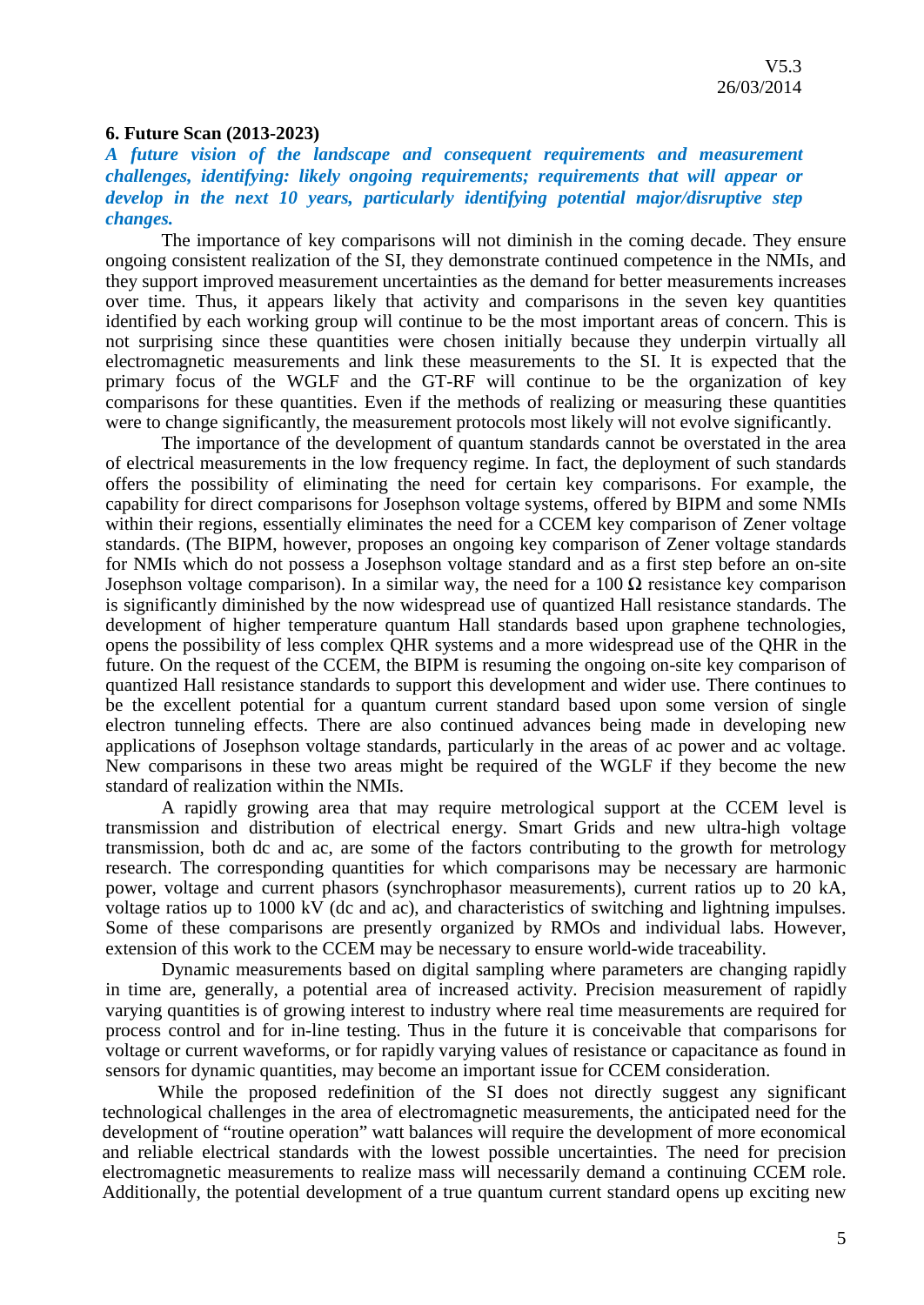## 6. Future Scan (2013-2023)

***A future vision of the landscape and consequent requirements and measurement challenges, identifying: likely ongoing requirements; requirements that will appear or develop in the next 10 years, particularly identifying potential major/disruptive step changes.***

The importance of key comparisons will not diminish in the coming decade. They ensure ongoing consistent realization of the SI, they demonstrate continued competence in the NMIs, and they support improved measurement uncertainties as the demand for better measurements increases over time. Thus, it appears likely that activity and comparisons in the seven key quantities identified by each working group will continue to be the most important areas of concern. This is not surprising since these quantities were chosen initially because they underpin virtually all electromagnetic measurements and link these measurements to the SI. It is expected that the primary focus of the WGLF and the GT-RF will continue to be the organization of key comparisons for these quantities. Even if the methods of realizing or measuring these quantities were to change significantly, the measurement protocols most likely will not evolve significantly.

The importance of the development of quantum standards cannot be overstated in the area of electrical measurements in the low frequency regime. In fact, the deployment of such standards offers the possibility of eliminating the need for certain key comparisons. For example, the capability for direct comparisons for Josephson voltage systems, offered by BIPM and some NMIs within their regions, essentially eliminates the need for a CCEM key comparison of Zener voltage standards. (The BIPM, however, proposes an ongoing key comparison of Zener voltage standards for NMIs which do not possess a Josephson voltage standard and as a first step before an on-site Josephson voltage comparison). In a similar way, the need for a 100 Ω resistance key comparison is significantly diminished by the now widespread use of quantized Hall resistance standards. The development of higher temperature quantum Hall standards based upon graphene technologies, opens the possibility of less complex QHR systems and a more widespread use of the QHR in the future. On the request of the CCEM, the BIPM is resuming the ongoing on-site key comparison of quantized Hall resistance standards to support this development and wider use. There continues to be the excellent potential for a quantum current standard based upon some version of single electron tunneling effects. There are also continued advances being made in developing new applications of Josephson voltage standards, particularly in the areas of ac power and ac voltage. New comparisons in these two areas might be required of the WGLF if they become the new standard of realization within the NMIs.

A rapidly growing area that may require metrological support at the CCEM level is transmission and distribution of electrical energy. Smart Grids and new ultra-high voltage transmission, both dc and ac, are some of the factors contributing to the growth for metrology research. The corresponding quantities for which comparisons may be necessary are harmonic power, voltage and current phasors (synchrophasor measurements), current ratios up to 20 kA, voltage ratios up to 1000 kV (dc and ac), and characteristics of switching and lightning impulses. Some of these comparisons are presently organized by RMOs and individual labs. However, extension of this work to the CCEM may be necessary to ensure world-wide traceability.

Dynamic measurements based on digital sampling where parameters are changing rapidly in time are, generally, a potential area of increased activity. Precision measurement of rapidly varying quantities is of growing interest to industry where real time measurements are required for process control and for in-line testing. Thus in the future it is conceivable that comparisons for voltage or current waveforms, or for rapidly varying values of resistance or capacitance as found in sensors for dynamic quantities, may become an important issue for CCEM consideration.

While the proposed redefinition of the SI does not directly suggest any significant technological challenges in the area of electromagnetic measurements, the anticipated need for the development of "routine operation" watt balances will require the development of more economical and reliable electrical standards with the lowest possible uncertainties. The need for precision electromagnetic measurements to realize mass will necessarily demand a continuing CCEM role. Additionally, the potential development of a true quantum current standard opens up exciting new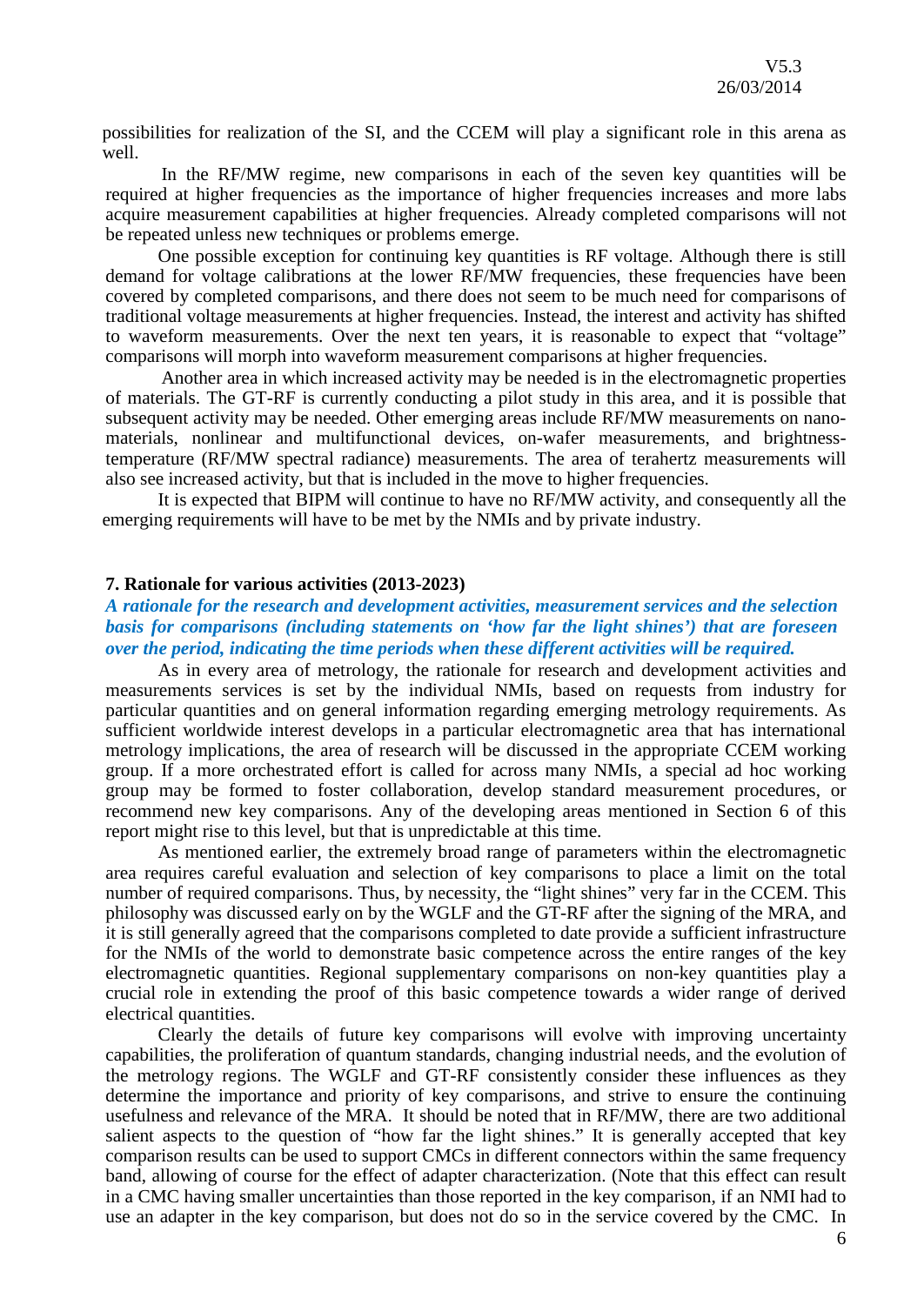possibilities for realization of the SI, and the CCEM will play a significant role in this arena as well.

In the RF/MW regime, new comparisons in each of the seven key quantities will be required at higher frequencies as the importance of higher frequencies increases and more labs acquire measurement capabilities at higher frequencies. Already completed comparisons will not be repeated unless new techniques or problems emerge.

One possible exception for continuing key quantities is RF voltage. Although there is still demand for voltage calibrations at the lower RF/MW frequencies, these frequencies have been covered by completed comparisons, and there does not seem to be much need for comparisons of traditional voltage measurements at higher frequencies. Instead, the interest and activity has shifted to waveform measurements. Over the next ten years, it is reasonable to expect that "voltage" comparisons will morph into waveform measurement comparisons at higher frequencies.

Another area in which increased activity may be needed is in the electromagnetic properties of materials. The GT-RF is currently conducting a pilot study in this area, and it is possible that subsequent activity may be needed. Other emerging areas include RF/MW measurements on nano-materials, nonlinear and multifunctional devices, on-wafer measurements, and brightness-temperature (RF/MW spectral radiance) measurements. The area of terahertz measurements will also see increased activity, but that is included in the move to higher frequencies.

It is expected that BIPM will continue to have no RF/MW activity, and consequently all the emerging requirements will have to be met by the NMIs and by private industry.

## 7. Rationale for various activities (2013-2023)

***A rationale for the research and development activities, measurement services and the selection basis for comparisons (including statements on 'how far the light shines') that are foreseen over the period, indicating the time periods when these different activities will be required.***

As in every area of metrology, the rationale for research and development activities and measurements services is set by the individual NMIs, based on requests from industry for particular quantities and on general information regarding emerging metrology requirements. As sufficient worldwide interest develops in a particular electromagnetic area that has international metrology implications, the area of research will be discussed in the appropriate CCEM working group. If a more orchestrated effort is called for across many NMIs, a special ad hoc working group may be formed to foster collaboration, develop standard measurement procedures, or recommend new key comparisons. Any of the developing areas mentioned in Section 6 of this report might rise to this level, but that is unpredictable at this time.

As mentioned earlier, the extremely broad range of parameters within the electromagnetic area requires careful evaluation and selection of key comparisons to place a limit on the total number of required comparisons. Thus, by necessity, the "light shines" very far in the CCEM. This philosophy was discussed early on by the WGLF and the GT-RF after the signing of the MRA, and it is still generally agreed that the comparisons completed to date provide a sufficient infrastructure for the NMIs of the world to demonstrate basic competence across the entire ranges of the key electromagnetic quantities. Regional supplementary comparisons on non-key quantities play a crucial role in extending the proof of this basic competence towards a wider range of derived electrical quantities.

Clearly the details of future key comparisons will evolve with improving uncertainty capabilities, the proliferation of quantum standards, changing industrial needs, and the evolution of the metrology regions. The WGLF and GT-RF consistently consider these influences as they determine the importance and priority of key comparisons, and strive to ensure the continuing usefulness and relevance of the MRA. It should be noted that in RF/MW, there are two additional salient aspects to the question of "how far the light shines." It is generally accepted that key comparison results can be used to support CMCs in different connectors within the same frequency band, allowing of course for the effect of adapter characterization. (Note that this effect can result in a CMC having smaller uncertainties than those reported in the key comparison, if an NMI had to use an adapter in the key comparison, but does not do so in the service covered by the CMC. In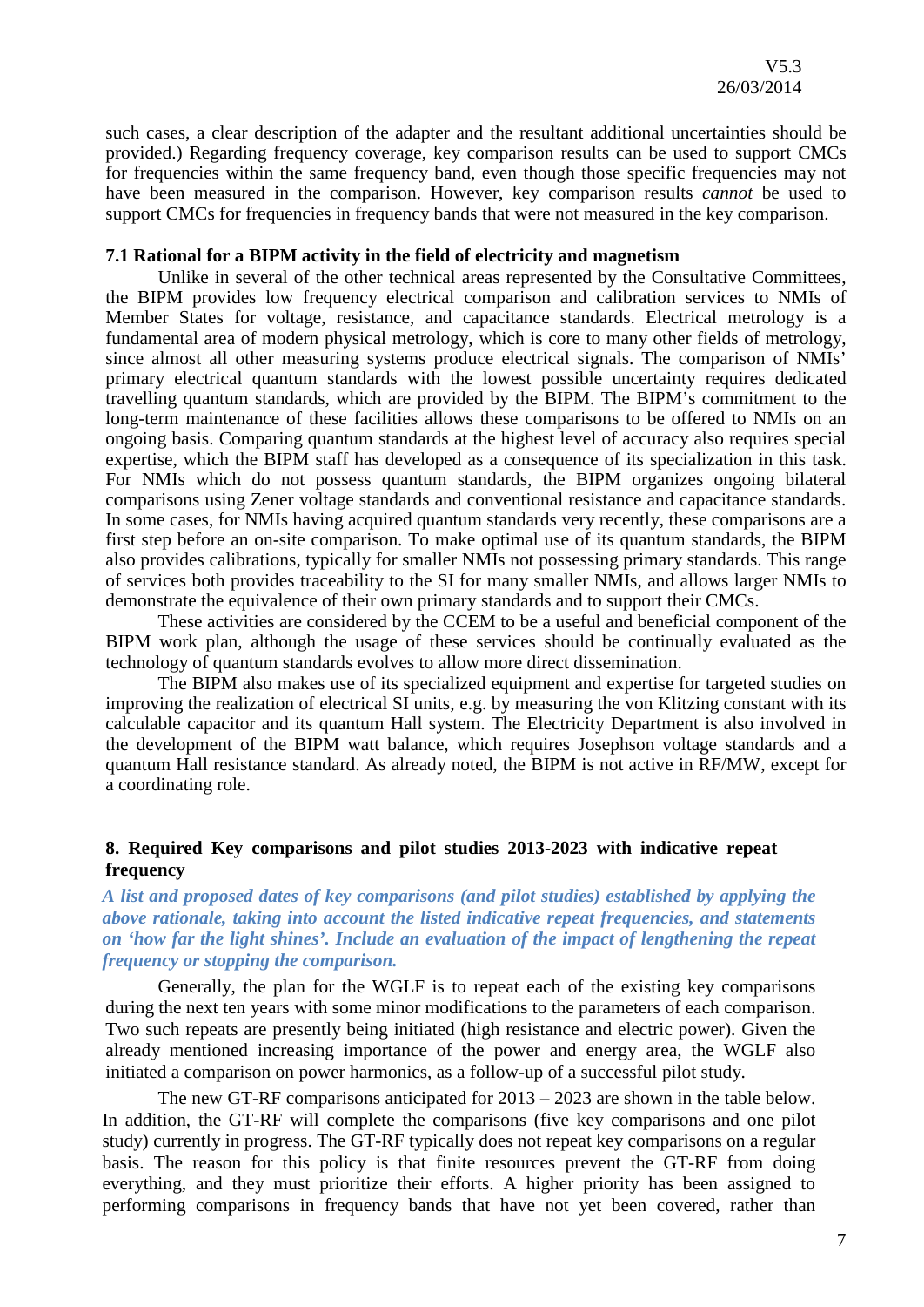such cases, a clear description of the adapter and the resultant additional uncertainties should be provided.) Regarding frequency coverage, key comparison results can be used to support CMCs for frequencies within the same frequency band, even though those specific frequencies may not have been measured in the comparison. However, key comparison results *cannot* be used to support CMCs for frequencies in frequency bands that were not measured in the key comparison.

### 7.1 Rational for a BIPM activity in the field of electricity and magnetism

Unlike in several of the other technical areas represented by the Consultative Committees, the BIPM provides low frequency electrical comparison and calibration services to NMIs of Member States for voltage, resistance, and capacitance standards. Electrical metrology is a fundamental area of modern physical metrology, which is core to many other fields of metrology, since almost all other measuring systems produce electrical signals. The comparison of NMIs' primary electrical quantum standards with the lowest possible uncertainty requires dedicated travelling quantum standards, which are provided by the BIPM. The BIPM's commitment to the long-term maintenance of these facilities allows these comparisons to be offered to NMIs on an ongoing basis. Comparing quantum standards at the highest level of accuracy also requires special expertise, which the BIPM staff has developed as a consequence of its specialization in this task. For NMIs which do not possess quantum standards, the BIPM organizes ongoing bilateral comparisons using Zener voltage standards and conventional resistance and capacitance standards. In some cases, for NMIs having acquired quantum standards very recently, these comparisons are a first step before an on-site comparison. To make optimal use of its quantum standards, the BIPM also provides calibrations, typically for smaller NMIs not possessing primary standards. This range of services both provides traceability to the SI for many smaller NMIs, and allows larger NMIs to demonstrate the equivalence of their own primary standards and to support their CMCs.

These activities are considered by the CCEM to be a useful and beneficial component of the BIPM work plan, although the usage of these services should be continually evaluated as the technology of quantum standards evolves to allow more direct dissemination.

The BIPM also makes use of its specialized equipment and expertise for targeted studies on improving the realization of electrical SI units, e.g. by measuring the von Klitzing constant with its calculable capacitor and its quantum Hall system. The Electricity Department is also involved in the development of the BIPM watt balance, which requires Josephson voltage standards and a quantum Hall resistance standard. As already noted, the BIPM is not active in RF/MW, except for a coordinating role.

## 8. Required Key comparisons and pilot studies 2013-2023 with indicative repeat frequency

***A list and proposed dates of key comparisons (and pilot studies) established by applying the above rationale, taking into account the listed indicative repeat frequencies, and statements on 'how far the light shines'. Include an evaluation of the impact of lengthening the repeat frequency or stopping the comparison.***

Generally, the plan for the WGLF is to repeat each of the existing key comparisons during the next ten years with some minor modifications to the parameters of each comparison. Two such repeats are presently being initiated (high resistance and electric power). Given the already mentioned increasing importance of the power and energy area, the WGLF also initiated a comparison on power harmonics, as a follow-up of a successful pilot study.

The new GT-RF comparisons anticipated for 2013 – 2023 are shown in the table below. In addition, the GT-RF will complete the comparisons (five key comparisons and one pilot study) currently in progress. The GT-RF typically does not repeat key comparisons on a regular basis. The reason for this policy is that finite resources prevent the GT-RF from doing everything, and they must prioritize their efforts. A higher priority has been assigned to performing comparisons in frequency bands that have not yet been covered, rather than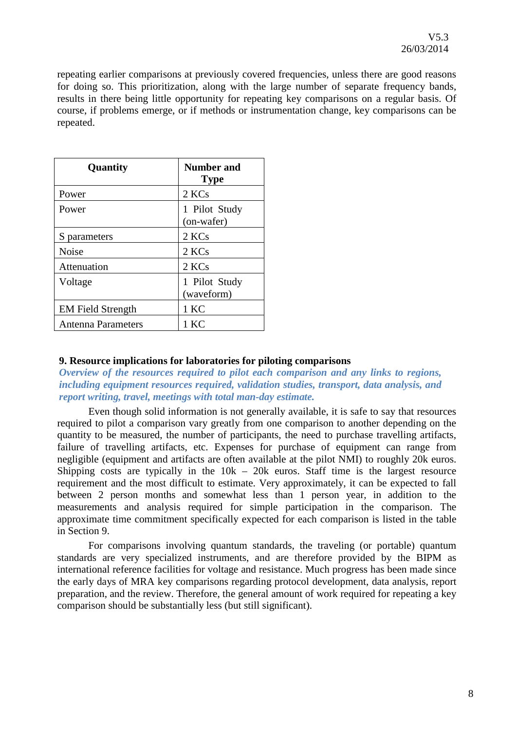repeating earlier comparisons at previously covered frequencies, unless there are good reasons for doing so. This prioritization, along with the large number of separate frequency bands, results in there being little opportunity for repeating key comparisons on a regular basis. Of course, if problems emerge, or if methods or instrumentation change, key comparisons can be repeated.

| Quantity | Number and Type |
| --- | --- |
| Power | 2 KCs |
| Power | 1 Pilot Study (on-wafer) |
| S parameters | 2 KCs |
| Noise | 2 KCs |
| Attenuation | 2 KCs |
| Voltage | 1 Pilot Study (waveform) |
| EM Field Strength | 1 KC |
| Antenna Parameters | 1 KC |

## 9. Resource implications for laboratories for piloting comparisons

***Overview of the resources required to pilot each comparison and any links to regions, including equipment resources required, validation studies, transport, data analysis, and report writing, travel, meetings with total man-day estimate.***

Even though solid information is not generally available, it is safe to say that resources required to pilot a comparison vary greatly from one comparison to another depending on the quantity to be measured, the number of participants, the need to purchase travelling artifacts, failure of travelling artifacts, etc. Expenses for purchase of equipment can range from negligible (equipment and artifacts are often available at the pilot NMI) to roughly 20k euros. Shipping costs are typically in the 10k – 20k euros. Staff time is the largest resource requirement and the most difficult to estimate. Very approximately, it can be expected to fall between 2 person months and somewhat less than 1 person year, in addition to the measurements and analysis required for simple participation in the comparison. The approximate time commitment specifically expected for each comparison is listed in the table in Section 9.

For comparisons involving quantum standards, the traveling (or portable) quantum standards are very specialized instruments, and are therefore provided by the BIPM as international reference facilities for voltage and resistance. Much progress has been made since the early days of MRA key comparisons regarding protocol development, data analysis, report preparation, and the review. Therefore, the general amount of work required for repeating a key comparison should be substantially less (but still significant).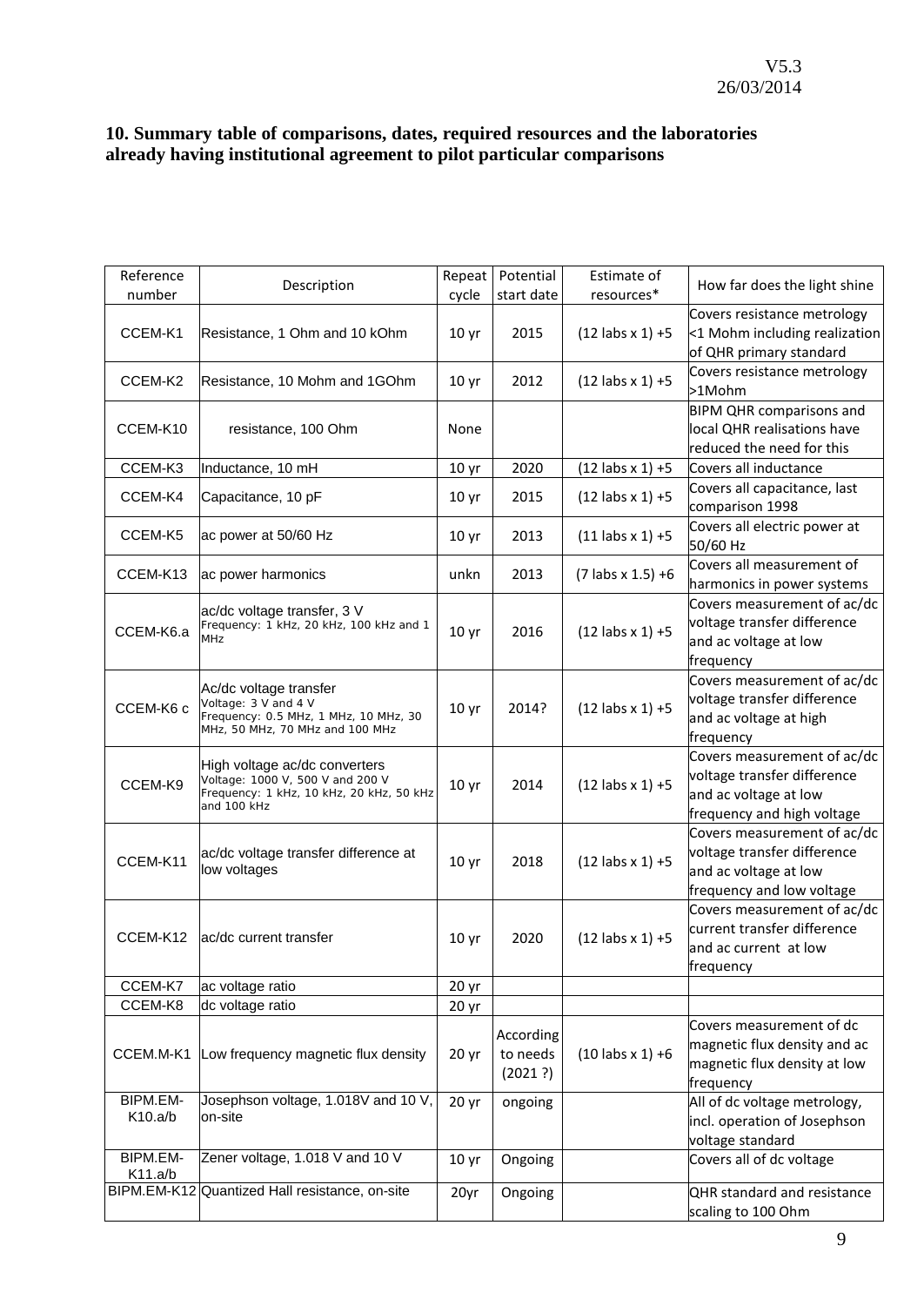## 10. Summary table of comparisons, dates, required resources and the laboratories already having institutional agreement to pilot particular comparisons

| Reference number | Description | Repeat cycle | Potential start date | Estimate of resources* | How far does the light shine |
|---|---|---|---|---|---|
| CCEM-K1 | Resistance, 1 Ohm and 10 kOhm | 10 yr | 2015 | (12 labs x 1) +5 | Covers resistance metrology <1 Mohm including realization of QHR primary standard |
| CCEM-K2 | Resistance, 10 Mohm and 1GOhm | 10 yr | 2012 | (12 labs x 1) +5 | Covers resistance metrology >1Mohm |
| CCEM-K10 | resistance, 100 Ohm | None | | | BIPM QHR comparisons and local QHR realisations have reduced the need for this |
| CCEM-K3 | Inductance, 10 mH | 10 yr | 2020 | (12 labs x 1) +5 | Covers all inductance |
| CCEM-K4 | Capacitance, 10 pF | 10 yr | 2015 | (12 labs x 1) +5 | Covers all capacitance, last comparison 1998 |
| CCEM-K5 | ac power at 50/60 Hz | 10 yr | 2013 | (11 labs x 1) +5 | Covers all electric power at 50/60 Hz |
| CCEM-K13 | ac power harmonics | unkn | 2013 | (7 labs x 1.5) +6 | Covers all measurement of harmonics in power systems |
| CCEM-K6.a | ac/dc voltage transfer, 3 V<br>Frequency: 1 kHz, 20 kHz, 100 kHz and 1 MHz | 10 yr | 2016 | (12 labs x 1) +5 | Covers measurement of ac/dc voltage transfer difference and ac voltage at low frequency |
| CCEM-K6 c | Ac/dc voltage transfer<br>Voltage: 3 V and 4 V<br>Frequency: 0.5 MHz, 1 MHz, 10 MHz, 30 MHz, 50 MHz, 70 MHz and 100 MHz | 10 yr | 2014? | (12 labs x 1) +5 | Covers measurement of ac/dc voltage transfer difference and ac voltage at high frequency |
| CCEM-K9 | High voltage ac/dc converters<br>Voltage: 1000 V, 500 V and 200 V<br>Frequency: 1 kHz, 10 kHz, 20 kHz, 50 kHz and 100 kHz | 10 yr | 2014 | (12 labs x 1) +5 | Covers measurement of ac/dc voltage transfer difference and ac voltage at low frequency and high voltage |
| CCEM-K11 | ac/dc voltage transfer difference at low voltages | 10 yr | 2018 | (12 labs x 1) +5 | Covers measurement of ac/dc voltage transfer difference and ac voltage at low frequency and low voltage |
| CCEM-K12 | ac/dc current transfer | 10 yr | 2020 | (12 labs x 1) +5 | Covers measurement of ac/dc current transfer difference and ac current at low frequency |
| CCEM-K7 | ac voltage ratio | 20 yr | | | |
| CCEM-K8 | dc voltage ratio | 20 yr | | | |
| CCEM.M-K1 | Low frequency magnetic flux density | 20 yr | According to needs (2021 ?) | (10 labs x 1) +6 | Covers measurement of dc magnetic flux density and ac magnetic flux density at low frequency |
| BIPM.EM-K10.a/b | Josephson voltage, 1.018V and 10 V, on-site | 20 yr | ongoing | | All of dc voltage metrology, incl. operation of Josephson voltage standard |
| BIPM.EM-K11.a/b | Zener voltage, 1.018 V and 10 V | 10 yr | Ongoing | | Covers all of dc voltage |
| BIPM.EM-K12 | Quantized Hall resistance, on-site | 20yr | Ongoing | | QHR standard and resistance scaling to 100 Ohm |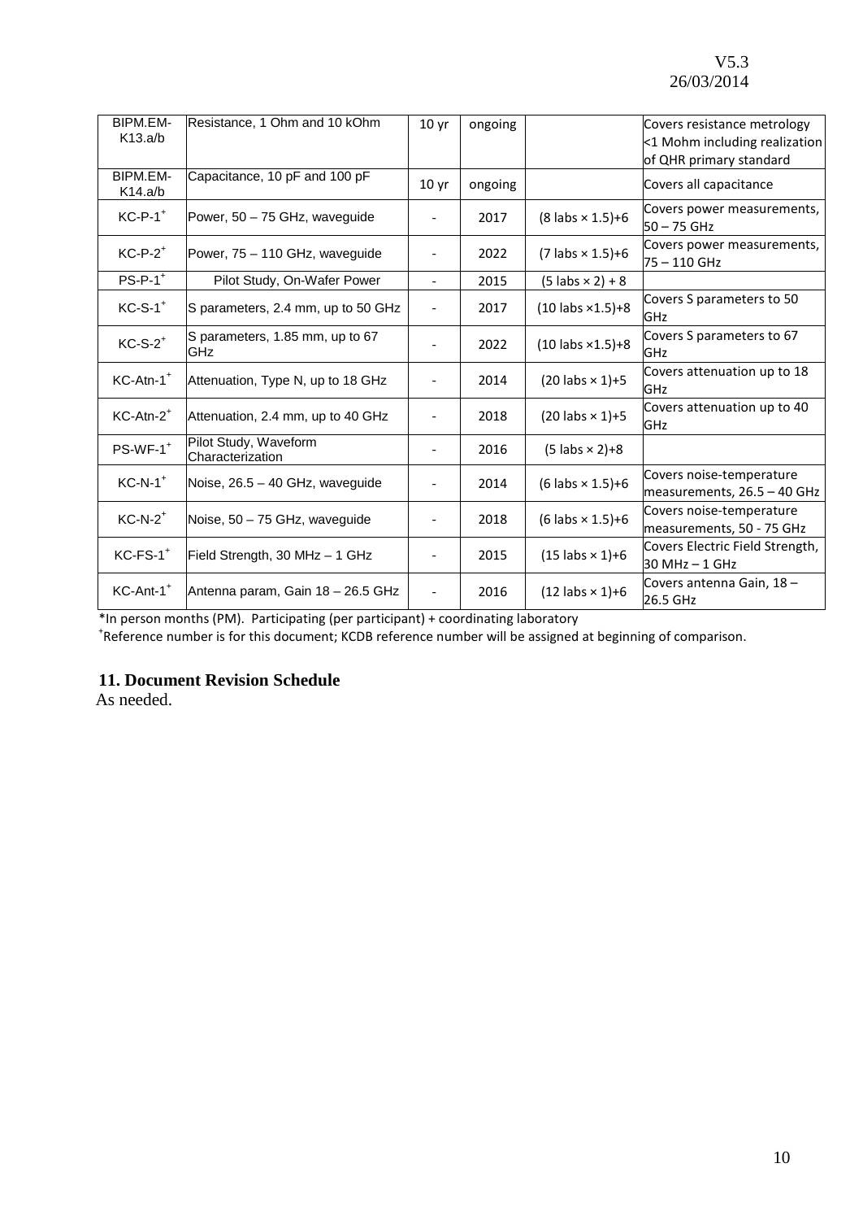| BIPM.EM-K13.a/b | Resistance, 1 Ohm and 10 kOhm | 10 yr | ongoing | | Covers resistance metrology <1 Mohm including realization of QHR primary standard |
|---|---|---|---|---|---|
| BIPM.EM-K14.a/b | Capacitance, 10 pF and 100 pF | 10 yr | ongoing | | Covers all capacitance |
| KC-P-1[+] | Power, 50 – 75 GHz, waveguide | - | 2017 | (8 labs × 1.5)+6 | Covers power measurements, 50 – 75 GHz |
| KC-P-2[+] | Power, 75 – 110 GHz, waveguide | - | 2022 | (7 labs × 1.5)+6 | Covers power measurements, 75 – 110 GHz |
| PS-P-1[+] | Pilot Study, On-Wafer Power | - | 2015 | (5 labs × 2) + 8 | |
| KC-S-1[+] | S parameters, 2.4 mm, up to 50 GHz | - | 2017 | (10 labs ×1.5)+8 | Covers S parameters to 50 GHz |
| KC-S-2[+] | S parameters, 1.85 mm, up to 67 GHz | - | 2022 | (10 labs ×1.5)+8 | Covers S parameters to 67 GHz |
| KC-Atn-1[+] | Attenuation, Type N, up to 18 GHz | - | 2014 | (20 labs × 1)+5 | Covers attenuation up to 18 GHz |
| KC-Atn-2[+] | Attenuation, 2.4 mm, up to 40 GHz | - | 2018 | (20 labs × 1)+5 | Covers attenuation up to 40 GHz |
| PS-WF-1[+] | Pilot Study, Waveform Characterization | - | 2016 | (5 labs × 2)+8 | |
| KC-N-1[+] | Noise, 26.5 – 40 GHz, waveguide | - | 2014 | (6 labs × 1.5)+6 | Covers noise-temperature measurements, 26.5 – 40 GHz |
| KC-N-2[+] | Noise, 50 – 75 GHz, waveguide | - | 2018 | (6 labs × 1.5)+6 | Covers noise-temperature measurements, 50 - 75 GHz |
| KC-FS-1[+] | Field Strength, 30 MHz – 1 GHz | - | 2015 | (15 labs × 1)+6 | Covers Electric Field Strength, 30 MHz – 1 GHz |
| KC-Ant-1[+] | Antenna param, Gain 18 – 26.5 GHz | - | 2016 | (12 labs × 1)+6 | Covers antenna Gain, 18 – 26.5 GHz |

*In person months (PM). Participating (per participant) + coordinating laboratory

[+]Reference number is for this document; KCDB reference number will be assigned at beginning of comparison.

## 11. Document Revision Schedule

As needed.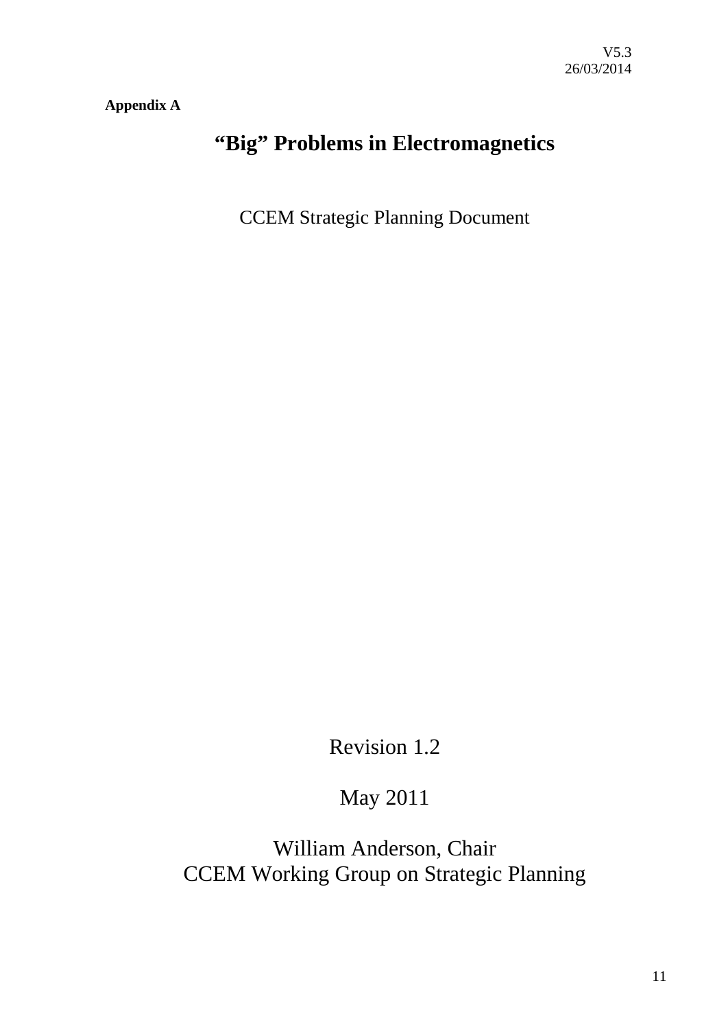**Appendix A**

# "Big" Problems in Electromagnetics

CCEM Strategic Planning Document

Revision 1.2

May 2011

William Anderson, Chair
CCEM Working Group on Strategic Planning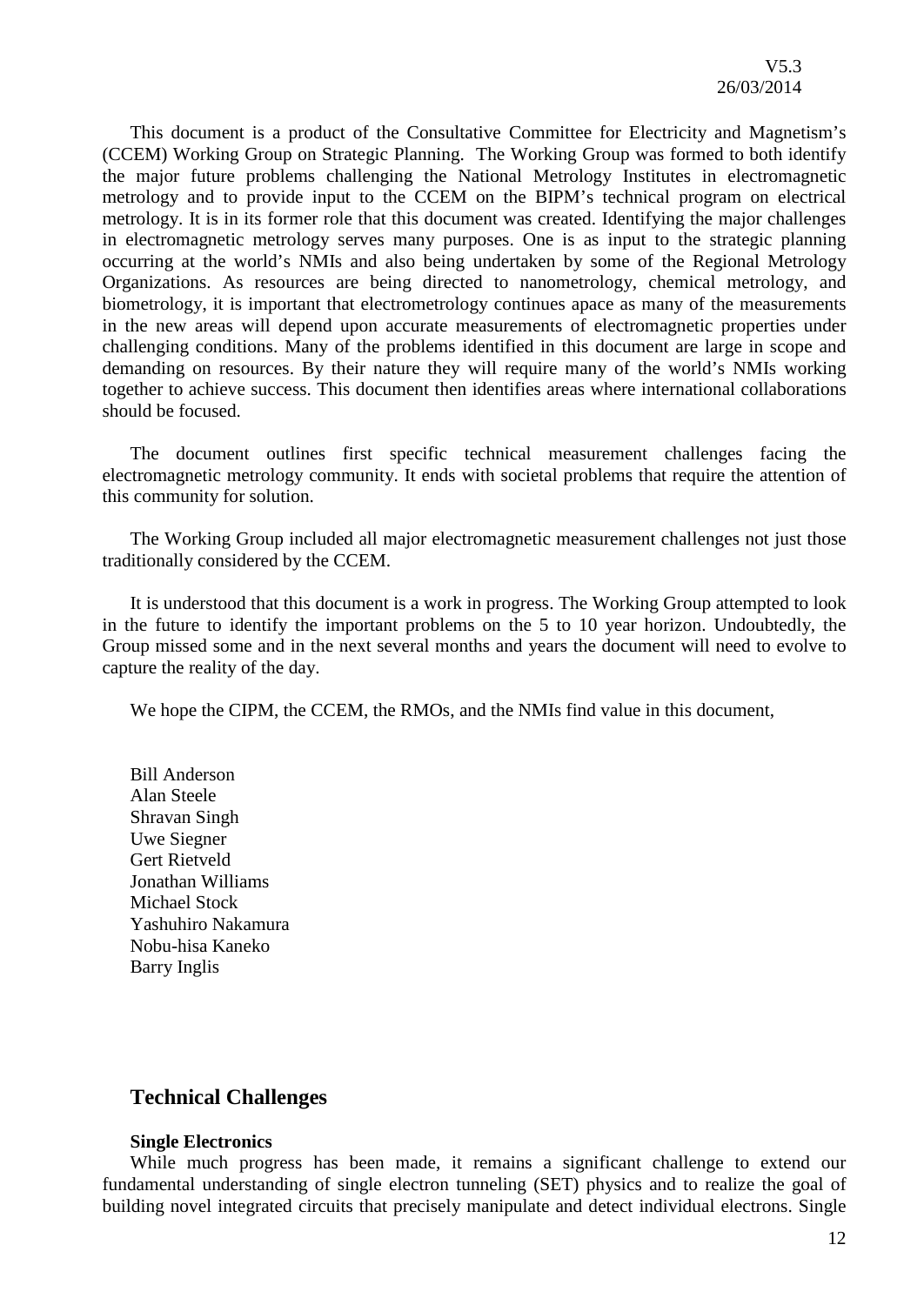This document is a product of the Consultative Committee for Electricity and Magnetism's (CCEM) Working Group on Strategic Planning. The Working Group was formed to both identify the major future problems challenging the National Metrology Institutes in electromagnetic metrology and to provide input to the CCEM on the BIPM's technical program on electrical metrology. It is in its former role that this document was created. Identifying the major challenges in electromagnetic metrology serves many purposes. One is as input to the strategic planning occurring at the world's NMIs and also being undertaken by some of the Regional Metrology Organizations. As resources are being directed to nanometrology, chemical metrology, and biometrology, it is important that electrometrology continues apace as many of the measurements in the new areas will depend upon accurate measurements of electromagnetic properties under challenging conditions. Many of the problems identified in this document are large in scope and demanding on resources. By their nature they will require many of the world's NMIs working together to achieve success. This document then identifies areas where international collaborations should be focused.

The document outlines first specific technical measurement challenges facing the electromagnetic metrology community. It ends with societal problems that require the attention of this community for solution.

The Working Group included all major electromagnetic measurement challenges not just those traditionally considered by the CCEM.

It is understood that this document is a work in progress. The Working Group attempted to look in the future to identify the important problems on the 5 to 10 year horizon. Undoubtedly, the Group missed some and in the next several months and years the document will need to evolve to capture the reality of the day.

We hope the CIPM, the CCEM, the RMOs, and the NMIs find value in this document,

Bill Anderson
Alan Steele
Shravan Singh
Uwe Siegner
Gert Rietveld
Jonathan Williams
Michael Stock
Yashuhiro Nakamura
Nobu-hisa Kaneko
Barry Inglis

## Technical Challenges

### Single Electronics

While much progress has been made, it remains a significant challenge to extend our fundamental understanding of single electron tunneling (SET) physics and to realize the goal of building novel integrated circuits that precisely manipulate and detect individual electrons. Single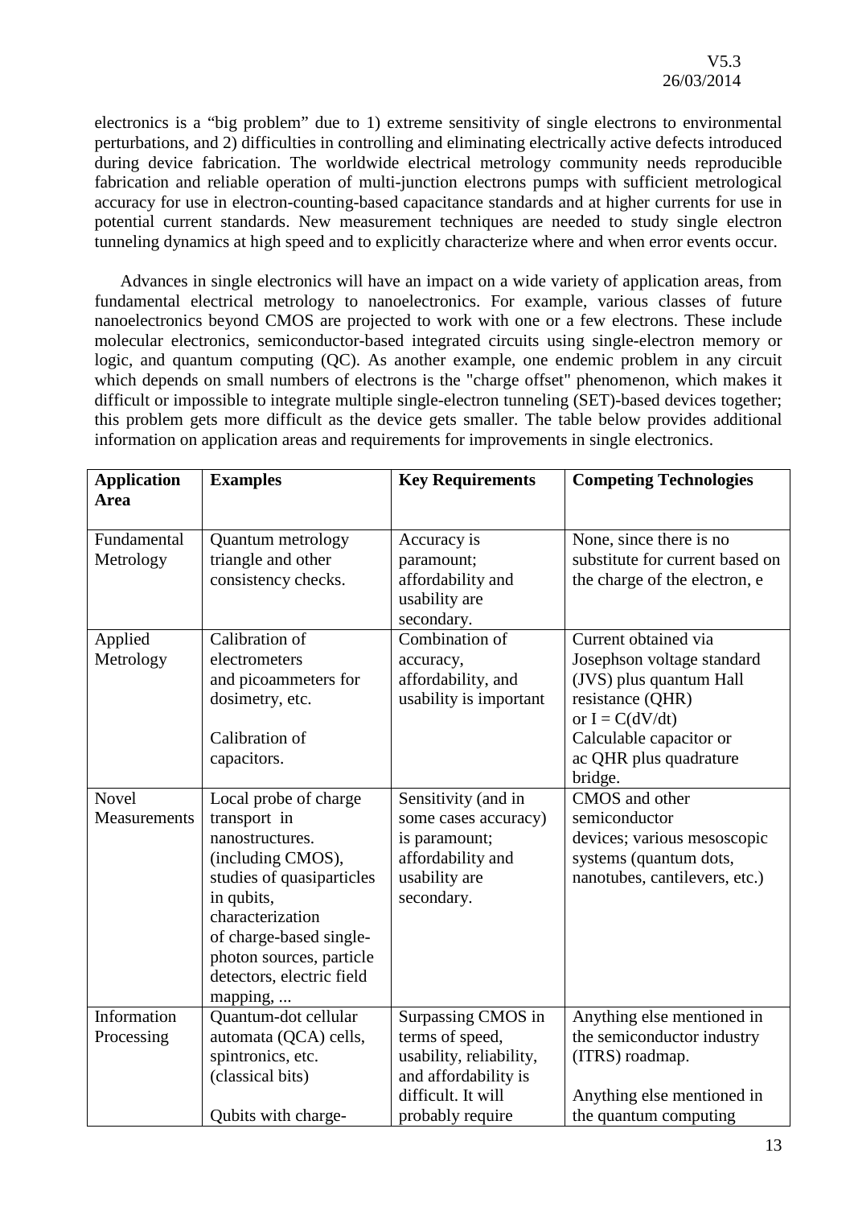electronics is a “big problem” due to 1) extreme sensitivity of single electrons to environmental perturbations, and 2) difficulties in controlling and eliminating electrically active defects introduced during device fabrication. The worldwide electrical metrology community needs reproducible fabrication and reliable operation of multi-junction electrons pumps with sufficient metrological accuracy for use in electron-counting-based capacitance standards and at higher currents for use in potential current standards. New measurement techniques are needed to study single electron tunneling dynamics at high speed and to explicitly characterize where and when error events occur.

Advances in single electronics will have an impact on a wide variety of application areas, from fundamental electrical metrology to nanoelectronics. For example, various classes of future nanoelectronics beyond CMOS are projected to work with one or a few electrons. These include molecular electronics, semiconductor-based integrated circuits using single-electron memory or logic, and quantum computing (QC). As another example, one endemic problem in any circuit which depends on small numbers of electrons is the "charge offset" phenomenon, which makes it difficult or impossible to integrate multiple single-electron tunneling (SET)-based devices together; this problem gets more difficult as the device gets smaller. The table below provides additional information on application areas and requirements for improvements in single electronics.

| **Application Area** | **Examples** | **Key Requirements** | **Competing Technologies** |
|---|---|---|---|
| Fundamental Metrology | Quantum metrology triangle and other consistency checks. | Accuracy is paramount; affordability and usability are secondary. | None, since there is no substitute for current based on the charge of the electron, e |
| Applied Metrology | Calibration of electrometers and picoammeters for dosimetry, etc.<br><br>Calibration of capacitors. | Combination of accuracy, affordability, and usability is important | Current obtained via Josephson voltage standard (JVS) plus quantum Hall resistance (QHR) or $I = C(dV/dt)$ Calculable capacitor or ac QHR plus quadrature bridge. |
| Novel Measurements | Local probe of charge transport in nanostructures. (including CMOS), studies of quasiparticles in qubits, characterization of charge-based single-photon sources, particle detectors, electric field mapping, ... | Sensitivity (and in some cases accuracy) is paramount; affordability and usability are secondary. | CMOS and other semiconductor devices; various mesoscopic systems (quantum dots, nanotubes, cantilevers, etc.) |
| Information Processing | Quantum-dot cellular automata (QCA) cells, spintronics, etc. (classical bits)<br><br>Qubits with charge- | Surpassing CMOS in terms of speed, usability, reliability, and affordability is difficult. It will probably require | Anything else mentioned in the semiconductor industry (ITRS) roadmap.<br><br>Anything else mentioned in the quantum computing |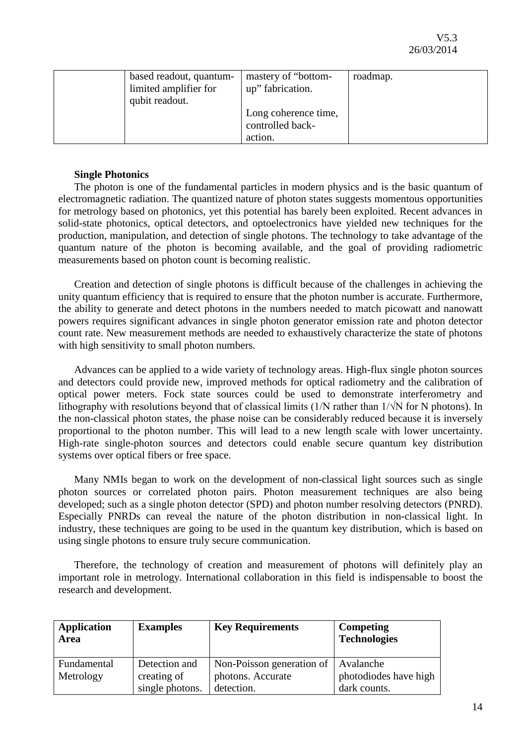| | based readout, quantum-limited amplifier for qubit readout. | mastery of "bottom-up" fabrication.<br><br>Long coherence time, controlled back-action. | roadmap. |
|---|---|---|---|

**Single Photonics**

The photon is one of the fundamental particles in modern physics and is the basic quantum of electromagnetic radiation. The quantized nature of photon states suggests momentous opportunities for metrology based on photonics, yet this potential has barely been exploited. Recent advances in solid-state photonics, optical detectors, and optoelectronics have yielded new techniques for the production, manipulation, and detection of single photons. The technology to take advantage of the quantum nature of the photon is becoming available, and the goal of providing radiometric measurements based on photon count is becoming realistic.

Creation and detection of single photons is difficult because of the challenges in achieving the unity quantum efficiency that is required to ensure that the photon number is accurate. Furthermore, the ability to generate and detect photons in the numbers needed to match picowatt and nanowatt powers requires significant advances in single photon generator emission rate and photon detector count rate. New measurement methods are needed to exhaustively characterize the state of photons with high sensitivity to small photon numbers.

Advances can be applied to a wide variety of technology areas. High-flux single photon sources and detectors could provide new, improved methods for optical radiometry and the calibration of optical power meters. Fock state sources could be used to demonstrate interferometry and lithography with resolutions beyond that of classical limits ($1/N$ rather than $1/\sqrt{N}$ for N photons). In the non-classical photon states, the phase noise can be considerably reduced because it is inversely proportional to the photon number. This will lead to a new length scale with lower uncertainty. High-rate single-photon sources and detectors could enable secure quantum key distribution systems over optical fibers or free space.

Many NMIs began to work on the development of non-classical light sources such as single photon sources or correlated photon pairs. Photon measurement techniques are also being developed; such as a single photon detector (SPD) and photon number resolving detectors (PNRD). Especially PNRDs can reveal the nature of the photon distribution in non-classical light. In industry, these techniques are going to be used in the quantum key distribution, which is based on using single photons to ensure truly secure communication.

Therefore, the technology of creation and measurement of photons will definitely play an important role in metrology. International collaboration in this field is indispensable to boost the research and development.

| **Application Area** | **Examples** | **Key Requirements** | **Competing Technologies** |
|---|---|---|---|
| Fundamental Metrology | Detection and creating of single photons. | Non-Poisson generation of photons. Accurate detection. | Avalanche photodiodes have high dark counts. |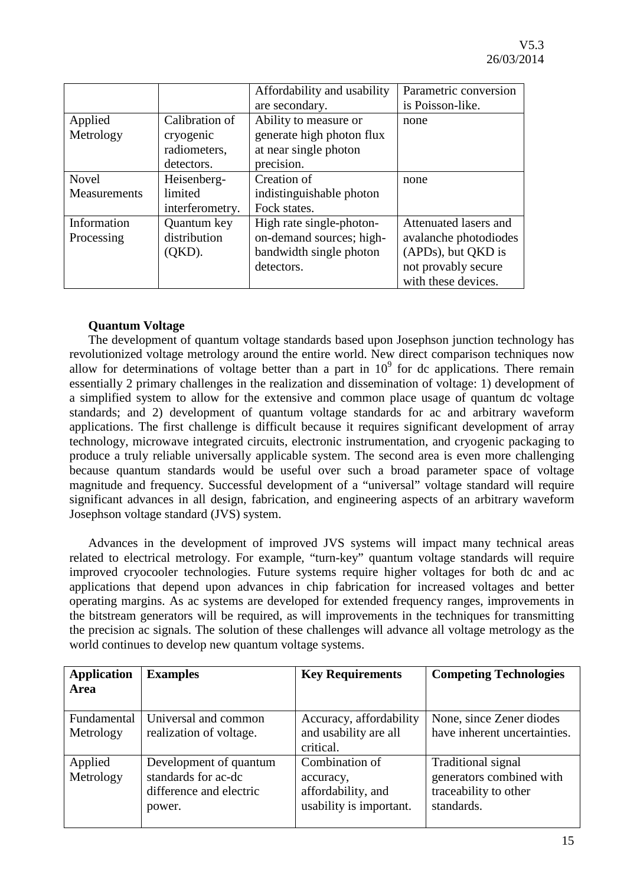| | | Affordability and usability are secondary. | Parametric conversion is Poisson-like. |
|---|---|---|---|
| Applied Metrology | Calibration of cryogenic radiometers, detectors. | Ability to measure or generate high photon flux at near single photon precision. | none |
| Novel Measurements | Heisenberg-limited interferometry. | Creation of indistinguishable photon Fock states. | none |
| Information Processing | Quantum key distribution (QKD). | High rate single-photon-on-demand sources; high-bandwidth single photon detectors. | Attenuated lasers and avalanche photodiodes (APDs), but QKD is not provably secure with these devices. |

**Quantum Voltage**

The development of quantum voltage standards based upon Josephson junction technology has revolutionized voltage metrology around the entire world. New direct comparison techniques now allow for determinations of voltage better than a part in $10^9$ for dc applications. There remain essentially 2 primary challenges in the realization and dissemination of voltage: 1) development of a simplified system to allow for the extensive and common place usage of quantum dc voltage standards; and 2) development of quantum voltage standards for ac and arbitrary waveform applications. The first challenge is difficult because it requires significant development of array technology, microwave integrated circuits, electronic instrumentation, and cryogenic packaging to produce a truly reliable universally applicable system. The second area is even more challenging because quantum standards would be useful over such a broad parameter space of voltage magnitude and frequency. Successful development of a "universal" voltage standard will require significant advances in all design, fabrication, and engineering aspects of an arbitrary waveform Josephson voltage standard (JVS) system.

Advances in the development of improved JVS systems will impact many technical areas related to electrical metrology. For example, "turn-key" quantum voltage standards will require improved cryocooler technologies. Future systems require higher voltages for both dc and ac applications that depend upon advances in chip fabrication for increased voltages and better operating margins. As ac systems are developed for extended frequency ranges, improvements in the bitstream generators will be required, as will improvements in the techniques for transmitting the precision ac signals. The solution of these challenges will advance all voltage metrology as the world continues to develop new quantum voltage systems.

| **Application Area** | **Examples** | **Key Requirements** | **Competing Technologies** |
|---|---|---|---|
| Fundamental Metrology | Universal and common realization of voltage. | Accuracy, affordability and usability are all critical. | None, since Zener diodes have inherent uncertainties. |
| Applied Metrology | Development of quantum standards for ac-dc difference and electric power. | Combination of accuracy, affordability, and usability is important. | Traditional signal generators combined with traceability to other standards. |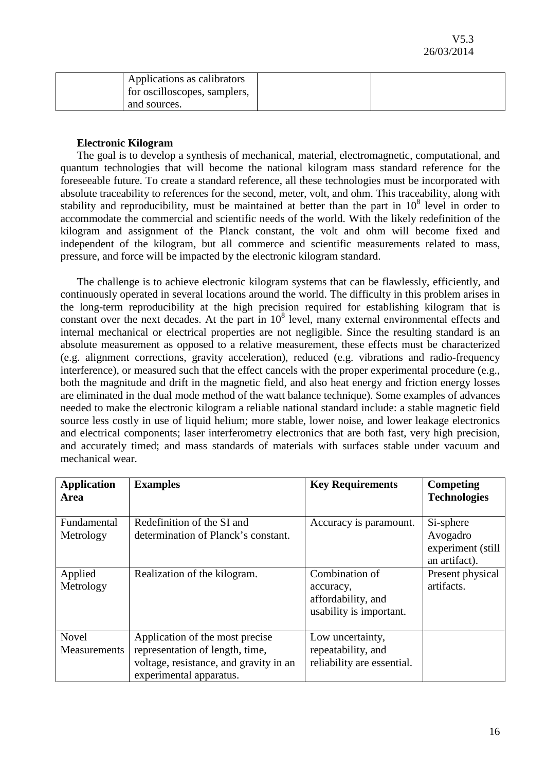| | Applications as calibrators for oscilloscopes, samplers, and sources. | | |
|---|---|---|---|

**Electronic Kilogram**

The goal is to develop a synthesis of mechanical, material, electromagnetic, computational, and quantum technologies that will become the national kilogram mass standard reference for the foreseeable future. To create a standard reference, all these technologies must be incorporated with absolute traceability to references for the second, meter, volt, and ohm. This traceability, along with stability and reproducibility, must be maintained at better than the part in $10^8$ level in order to accommodate the commercial and scientific needs of the world. With the likely redefinition of the kilogram and assignment of the Planck constant, the volt and ohm will become fixed and independent of the kilogram, but all commerce and scientific measurements related to mass, pressure, and force will be impacted by the electronic kilogram standard.

The challenge is to achieve electronic kilogram systems that can be flawlessly, efficiently, and continuously operated in several locations around the world. The difficulty in this problem arises in the long-term reproducibility at the high precision required for establishing kilogram that is constant over the next decades. At the part in $10^8$ level, many external environmental effects and internal mechanical or electrical properties are not negligible. Since the resulting standard is an absolute measurement as opposed to a relative measurement, these effects must be characterized (e.g. alignment corrections, gravity acceleration), reduced (e.g. vibrations and radio-frequency interference), or measured such that the effect cancels with the proper experimental procedure (e.g., both the magnitude and drift in the magnetic field, and also heat energy and friction energy losses are eliminated in the dual mode method of the watt balance technique). Some examples of advances needed to make the electronic kilogram a reliable national standard include: a stable magnetic field source less costly in use of liquid helium; more stable, lower noise, and lower leakage electronics and electrical components; laser interferometry electronics that are both fast, very high precision, and accurately timed; and mass standards of materials with surfaces stable under vacuum and mechanical wear.

| **Application Area** | **Examples** | **Key Requirements** | **Competing Technologies** |
|---|---|---|---|
| Fundamental Metrology | Redefinition of the SI and determination of Planck's constant. | Accuracy is paramount. | Si-sphere Avogadro experiment (still an artifact). |
| Applied Metrology | Realization of the kilogram. | Combination of accuracy, affordability, and usability is important. | Present physical artifacts. |
| Novel Measurements | Application of the most precise representation of length, time, voltage, resistance, and gravity in an experimental apparatus. | Low uncertainty, repeatability, and reliability are essential. | |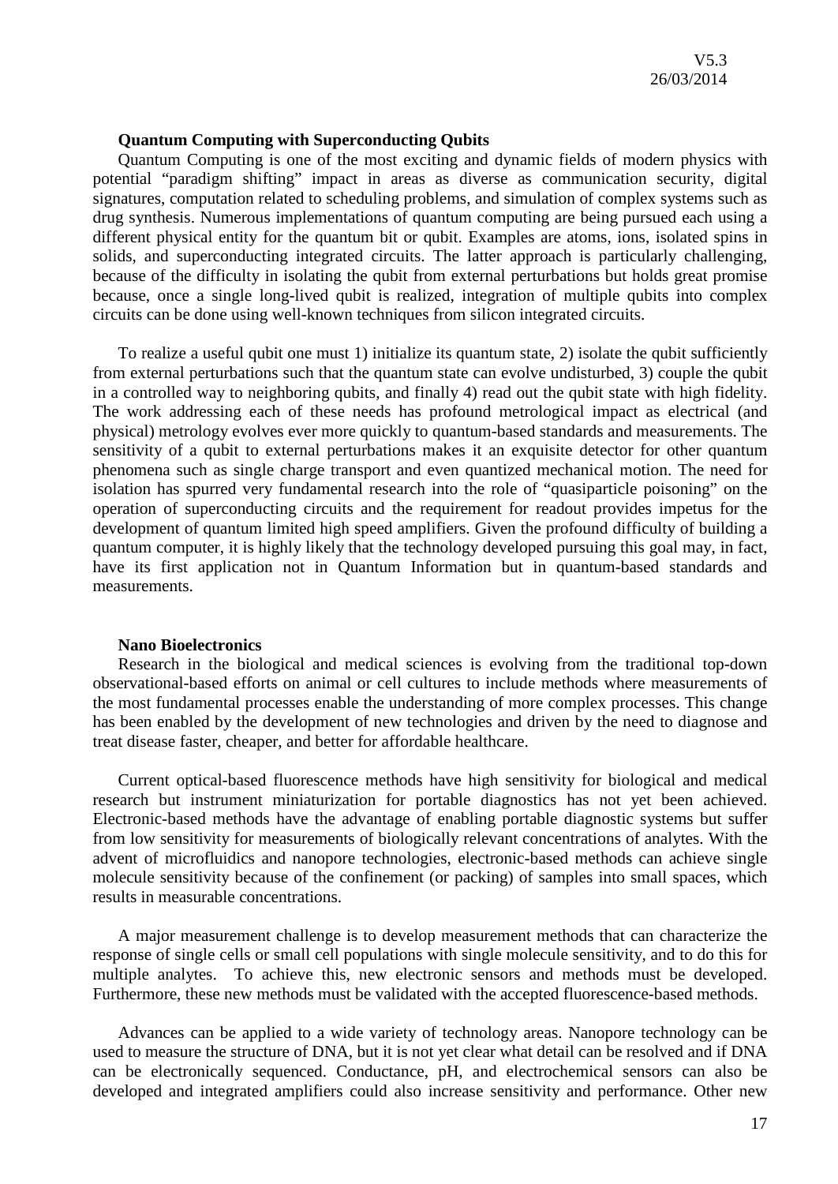**Quantum Computing with Superconducting Qubits**

Quantum Computing is one of the most exciting and dynamic fields of modern physics with potential "paradigm shifting" impact in areas as diverse as communication security, digital signatures, computation related to scheduling problems, and simulation of complex systems such as drug synthesis. Numerous implementations of quantum computing are being pursued each using a different physical entity for the quantum bit or qubit. Examples are atoms, ions, isolated spins in solids, and superconducting integrated circuits. The latter approach is particularly challenging, because of the difficulty in isolating the qubit from external perturbations but holds great promise because, once a single long-lived qubit is realized, integration of multiple qubits into complex circuits can be done using well-known techniques from silicon integrated circuits.

To realize a useful qubit one must 1) initialize its quantum state, 2) isolate the qubit sufficiently from external perturbations such that the quantum state can evolve undisturbed, 3) couple the qubit in a controlled way to neighboring qubits, and finally 4) read out the qubit state with high fidelity. The work addressing each of these needs has profound metrological impact as electrical (and physical) metrology evolves ever more quickly to quantum-based standards and measurements. The sensitivity of a qubit to external perturbations makes it an exquisite detector for other quantum phenomena such as single charge transport and even quantized mechanical motion. The need for isolation has spurred very fundamental research into the role of "quasiparticle poisoning" on the operation of superconducting circuits and the requirement for readout provides impetus for the development of quantum limited high speed amplifiers. Given the profound difficulty of building a quantum computer, it is highly likely that the technology developed pursuing this goal may, in fact, have its first application not in Quantum Information but in quantum-based standards and measurements.

**Nano Bioelectronics**

Research in the biological and medical sciences is evolving from the traditional top-down observational-based efforts on animal or cell cultures to include methods where measurements of the most fundamental processes enable the understanding of more complex processes. This change has been enabled by the development of new technologies and driven by the need to diagnose and treat disease faster, cheaper, and better for affordable healthcare.

Current optical-based fluorescence methods have high sensitivity for biological and medical research but instrument miniaturization for portable diagnostics has not yet been achieved. Electronic-based methods have the advantage of enabling portable diagnostic systems but suffer from low sensitivity for measurements of biologically relevant concentrations of analytes. With the advent of microfluidics and nanopore technologies, electronic-based methods can achieve single molecule sensitivity because of the confinement (or packing) of samples into small spaces, which results in measurable concentrations.

A major measurement challenge is to develop measurement methods that can characterize the response of single cells or small cell populations with single molecule sensitivity, and to do this for multiple analytes. To achieve this, new electronic sensors and methods must be developed. Furthermore, these new methods must be validated with the accepted fluorescence-based methods.

Advances can be applied to a wide variety of technology areas. Nanopore technology can be used to measure the structure of DNA, but it is not yet clear what detail can be resolved and if DNA can be electronically sequenced. Conductance, pH, and electrochemical sensors can also be developed and integrated amplifiers could also increase sensitivity and performance. Other new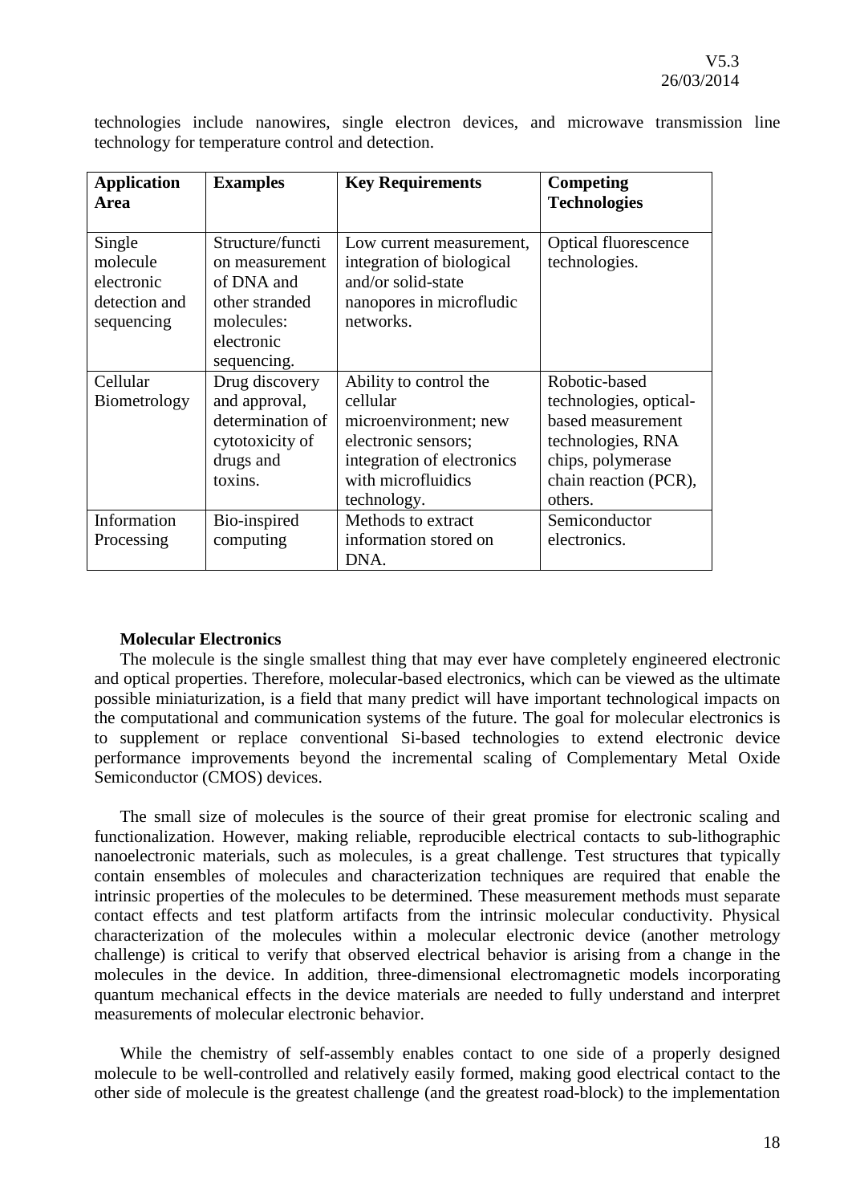technologies include nanowires, single electron devices, and microwave transmission line technology for temperature control and detection.

| Application Area | Examples | Key Requirements | Competing Technologies |
|---|---|---|---|
| Single molecule electronic detection and sequencing | Structure/function measurement of DNA and other stranded molecules: electronic sequencing. | Low current measurement, integration of biological and/or solid-state nanopores in microfludic networks. | Optical fluorescence technologies. |
| Cellular Biometrology | Drug discovery and approval, determination of cytotoxicity of drugs and toxins. | Ability to control the cellular microenvironment; new electronic sensors; integration of electronics with microfluidics technology. | Robotic-based technologies, optical-based measurement technologies, RNA chips, polymerase chain reaction (PCR), others. |
| Information Processing | Bio-inspired computing | Methods to extract information stored on DNA. | Semiconductor electronics. |

**Molecular Electronics**

The molecule is the single smallest thing that may ever have completely engineered electronic and optical properties. Therefore, molecular-based electronics, which can be viewed as the ultimate possible miniaturization, is a field that many predict will have important technological impacts on the computational and communication systems of the future. The goal for molecular electronics is to supplement or replace conventional Si-based technologies to extend electronic device performance improvements beyond the incremental scaling of Complementary Metal Oxide Semiconductor (CMOS) devices.

The small size of molecules is the source of their great promise for electronic scaling and functionalization. However, making reliable, reproducible electrical contacts to sub-lithographic nanoelectronic materials, such as molecules, is a great challenge. Test structures that typically contain ensembles of molecules and characterization techniques are required that enable the intrinsic properties of the molecules to be determined. These measurement methods must separate contact effects and test platform artifacts from the intrinsic molecular conductivity. Physical characterization of the molecules within a molecular electronic device (another metrology challenge) is critical to verify that observed electrical behavior is arising from a change in the molecules in the device. In addition, three-dimensional electromagnetic models incorporating quantum mechanical effects in the device materials are needed to fully understand and interpret measurements of molecular electronic behavior.

While the chemistry of self-assembly enables contact to one side of a properly designed molecule to be well-controlled and relatively easily formed, making good electrical contact to the other side of molecule is the greatest challenge (and the greatest road-block) to the implementation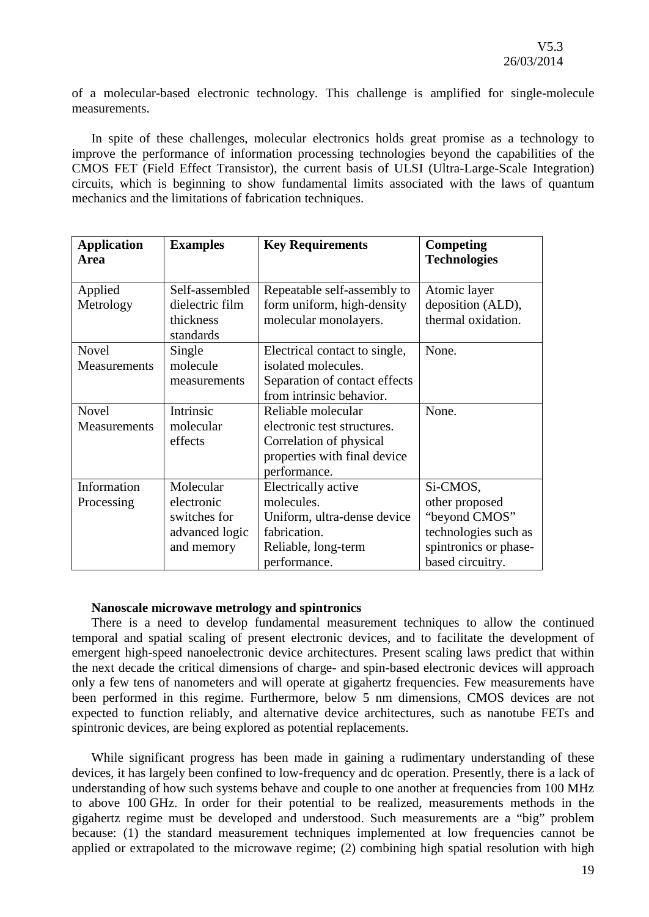of a molecular-based electronic technology. This challenge is amplified for single-molecule measurements.

In spite of these challenges, molecular electronics holds great promise as a technology to improve the performance of information processing technologies beyond the capabilities of the CMOS FET (Field Effect Transistor), the current basis of ULSI (Ultra-Large-Scale Integration) circuits, which is beginning to show fundamental limits associated with the laws of quantum mechanics and the limitations of fabrication techniques.

| **Application Area** | **Examples** | **Key Requirements** | **Competing Technologies** |
|---|---|---|---|
| Applied Metrology | Self-assembled dielectric film thickness standards | Repeatable self-assembly to form uniform, high-density molecular monolayers. | Atomic layer deposition (ALD), thermal oxidation. |
| Novel Measurements | Single molecule measurements | Electrical contact to single, isolated molecules. Separation of contact effects from intrinsic behavior. | None. |
| Novel Measurements | Intrinsic molecular effects | Reliable molecular electronic test structures. Correlation of physical properties with final device performance. | None. |
| Information Processing | Molecular electronic switches for advanced logic and memory | Electrically active molecules. Uniform, ultra-dense device fabrication. Reliable, long-term performance. | Si-CMOS, other proposed "beyond CMOS" technologies such as spintronics or phase-based circuitry. |

**Nanoscale microwave metrology and spintronics**

There is a need to develop fundamental measurement techniques to allow the continued temporal and spatial scaling of present electronic devices, and to facilitate the development of emergent high-speed nanoelectronic device architectures. Present scaling laws predict that within the next decade the critical dimensions of charge- and spin-based electronic devices will approach only a few tens of nanometers and will operate at gigahertz frequencies. Few measurements have been performed in this regime. Furthermore, below 5 nm dimensions, CMOS devices are not expected to function reliably, and alternative device architectures, such as nanotube FETs and spintronic devices, are being explored as potential replacements.

While significant progress has been made in gaining a rudimentary understanding of these devices, it has largely been confined to low-frequency and dc operation. Presently, there is a lack of understanding of how such systems behave and couple to one another at frequencies from 100 MHz to above 100 GHz. In order for their potential to be realized, measurements methods in the gigahertz regime must be developed and understood. Such measurements are a "big" problem because: (1) the standard measurement techniques implemented at low frequencies cannot be applied or extrapolated to the microwave regime; (2) combining high spatial resolution with high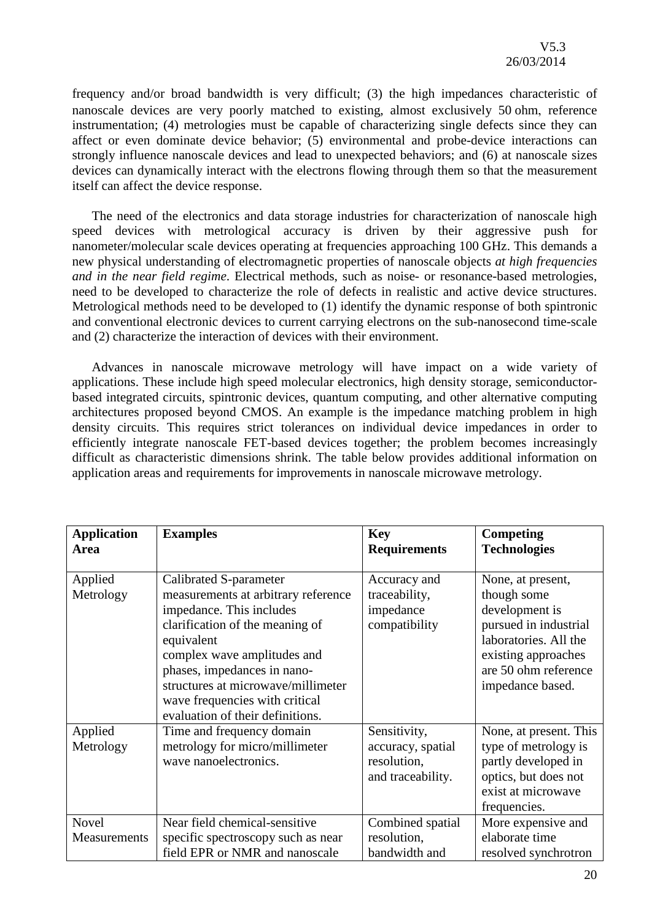frequency and/or broad bandwidth is very difficult; (3) the high impedances characteristic of nanoscale devices are very poorly matched to existing, almost exclusively 50 ohm, reference instrumentation; (4) metrologies must be capable of characterizing single defects since they can affect or even dominate device behavior; (5) environmental and probe-device interactions can strongly influence nanoscale devices and lead to unexpected behaviors; and (6) at nanoscale sizes devices can dynamically interact with the electrons flowing through them so that the measurement itself can affect the device response.

The need of the electronics and data storage industries for characterization of nanoscale high speed devices with metrological accuracy is driven by their aggressive push for nanometer/molecular scale devices operating at frequencies approaching 100 GHz. This demands a new physical understanding of electromagnetic properties of nanoscale objects *at high frequencies and in the near field regime*. Electrical methods, such as noise- or resonance-based metrologies, need to be developed to characterize the role of defects in realistic and active device structures. Metrological methods need to be developed to (1) identify the dynamic response of both spintronic and conventional electronic devices to current carrying electrons on the sub-nanosecond time-scale and (2) characterize the interaction of devices with their environment.

Advances in nanoscale microwave metrology will have impact on a wide variety of applications. These include high speed molecular electronics, high density storage, semiconductor-based integrated circuits, spintronic devices, quantum computing, and other alternative computing architectures proposed beyond CMOS. An example is the impedance matching problem in high density circuits. This requires strict tolerances on individual device impedances in order to efficiently integrate nanoscale FET-based devices together; the problem becomes increasingly difficult as characteristic dimensions shrink. The table below provides additional information on application areas and requirements for improvements in nanoscale microwave metrology.

| **Application Area** | **Examples** | **Key Requirements** | **Competing Technologies** |
|---|---|---|---|
| Applied Metrology | Calibrated S-parameter measurements at arbitrary reference impedance. This includes clarification of the meaning of equivalent complex wave amplitudes and phases, impedances in nano-structures at microwave/millimeter wave frequencies with critical evaluation of their definitions. | Accuracy and traceability, impedance compatibility | None, at present, though some development is pursued in industrial laboratories. All the existing approaches are 50 ohm reference impedance based. |
| Applied Metrology | Time and frequency domain metrology for micro/millimeter wave nanoelectronics. | Sensitivity, accuracy, spatial resolution, and traceability. | None, at present. This type of metrology is partly developed in optics, but does not exist at microwave frequencies. |
| Novel Measurements | Near field chemical-sensitive specific spectroscopy such as near field EPR or NMR and nanoscale | Combined spatial resolution, bandwidth and | More expensive and elaborate time resolved synchrotron |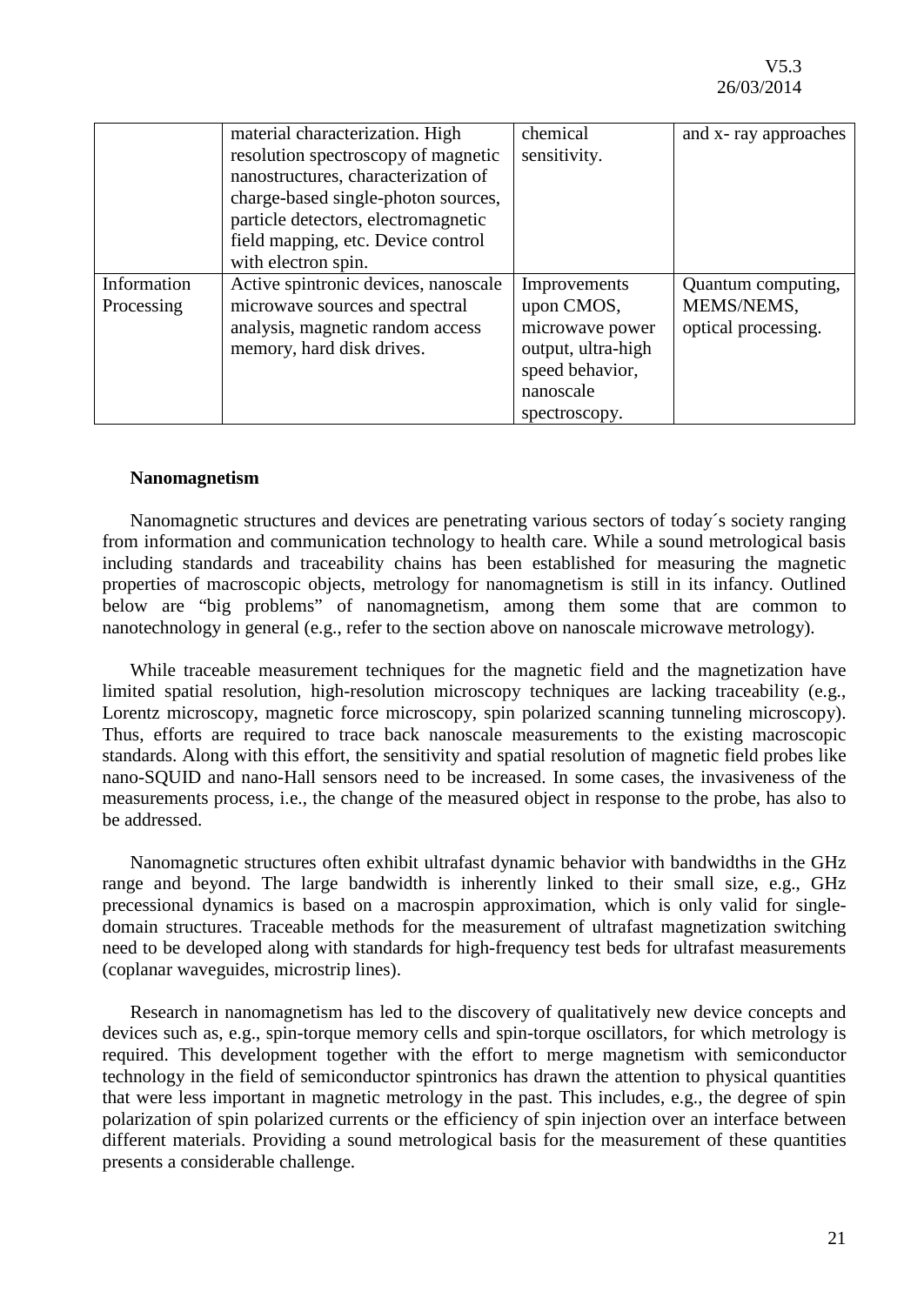|  |  |  |  |
|---|---|---|---|
|  | material characterization. High resolution spectroscopy of magnetic nanostructures, characterization of charge-based single-photon sources, particle detectors, electromagnetic field mapping, etc. Device control with electron spin. | chemical sensitivity. | and x- ray approaches |
| Information Processing | Active spintronic devices, nanoscale microwave sources and spectral analysis, magnetic random access memory, hard disk drives. | Improvements upon CMOS, microwave power output, ultra-high speed behavior, nanoscale spectroscopy. | Quantum computing, MEMS/NEMS, optical processing. |

**Nanomagnetism**

Nanomagnetic structures and devices are penetrating various sectors of today´s society ranging from information and communication technology to health care. While a sound metrological basis including standards and traceability chains has been established for measuring the magnetic properties of macroscopic objects, metrology for nanomagnetism is still in its infancy. Outlined below are "big problems" of nanomagnetism, among them some that are common to nanotechnology in general (e.g., refer to the section above on nanoscale microwave metrology).

While traceable measurement techniques for the magnetic field and the magnetization have limited spatial resolution, high-resolution microscopy techniques are lacking traceability (e.g., Lorentz microscopy, magnetic force microscopy, spin polarized scanning tunneling microscopy). Thus, efforts are required to trace back nanoscale measurements to the existing macroscopic standards. Along with this effort, the sensitivity and spatial resolution of magnetic field probes like nano-SQUID and nano-Hall sensors need to be increased. In some cases, the invasiveness of the measurements process, i.e., the change of the measured object in response to the probe, has also to be addressed.

Nanomagnetic structures often exhibit ultrafast dynamic behavior with bandwidths in the GHz range and beyond. The large bandwidth is inherently linked to their small size, e.g., GHz precessional dynamics is based on a macrospin approximation, which is only valid for single-domain structures. Traceable methods for the measurement of ultrafast magnetization switching need to be developed along with standards for high-frequency test beds for ultrafast measurements (coplanar waveguides, microstrip lines).

Research in nanomagnetism has led to the discovery of qualitatively new device concepts and devices such as, e.g., spin-torque memory cells and spin-torque oscillators, for which metrology is required. This development together with the effort to merge magnetism with semiconductor technology in the field of semiconductor spintronics has drawn the attention to physical quantities that were less important in magnetic metrology in the past. This includes, e.g., the degree of spin polarization of spin polarized currents or the efficiency of spin injection over an interface between different materials. Providing a sound metrological basis for the measurement of these quantities presents a considerable challenge.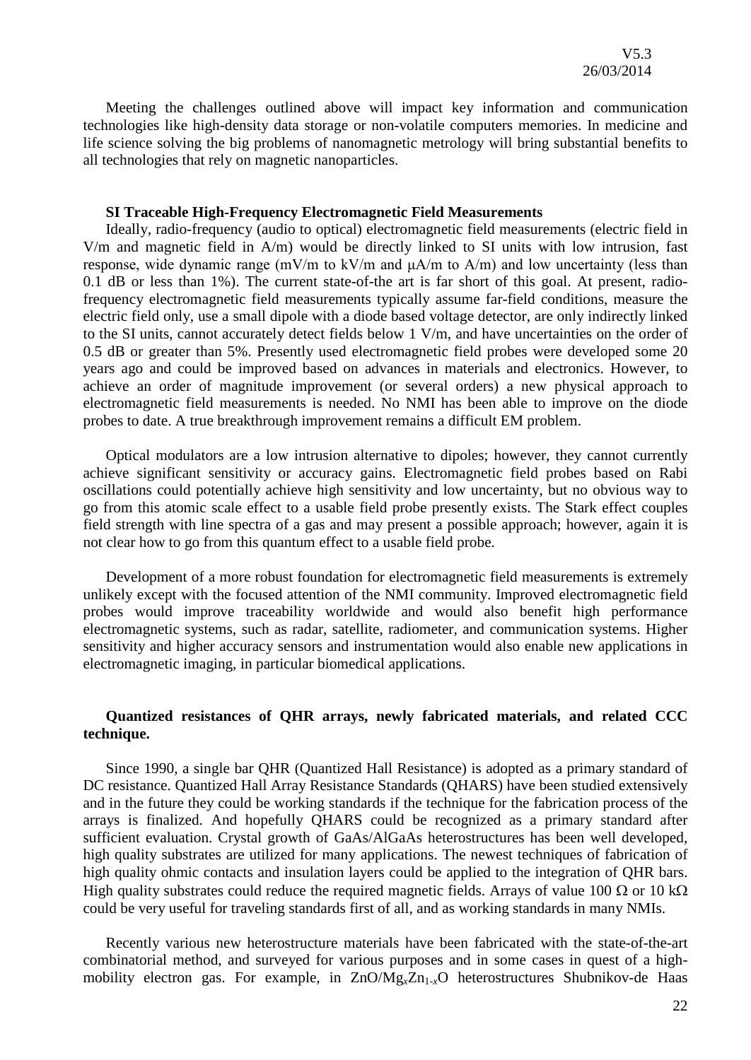Meeting the challenges outlined above will impact key information and communication technologies like high-density data storage or non-volatile computers memories. In medicine and life science solving the big problems of nanomagnetic metrology will bring substantial benefits to all technologies that rely on magnetic nanoparticles.

**SI Traceable High-Frequency Electromagnetic Field Measurements**

Ideally, radio-frequency (audio to optical) electromagnetic field measurements (electric field in V/m and magnetic field in A/m) would be directly linked to SI units with low intrusion, fast response, wide dynamic range (mV/m to kV/m and μA/m to A/m) and low uncertainty (less than 0.1 dB or less than 1%). The current state-of-the art is far short of this goal. At present, radio-frequency electromagnetic field measurements typically assume far-field conditions, measure the electric field only, use a small dipole with a diode based voltage detector, are only indirectly linked to the SI units, cannot accurately detect fields below 1 V/m, and have uncertainties on the order of 0.5 dB or greater than 5%. Presently used electromagnetic field probes were developed some 20 years ago and could be improved based on advances in materials and electronics. However, to achieve an order of magnitude improvement (or several orders) a new physical approach to electromagnetic field measurements is needed. No NMI has been able to improve on the diode probes to date. A true breakthrough improvement remains a difficult EM problem.

Optical modulators are a low intrusion alternative to dipoles; however, they cannot currently achieve significant sensitivity or accuracy gains. Electromagnetic field probes based on Rabi oscillations could potentially achieve high sensitivity and low uncertainty, but no obvious way to go from this atomic scale effect to a usable field probe presently exists. The Stark effect couples field strength with line spectra of a gas and may present a possible approach; however, again it is not clear how to go from this quantum effect to a usable field probe.

Development of a more robust foundation for electromagnetic field measurements is extremely unlikely except with the focused attention of the NMI community. Improved electromagnetic field probes would improve traceability worldwide and would also benefit high performance electromagnetic systems, such as radar, satellite, radiometer, and communication systems. Higher sensitivity and higher accuracy sensors and instrumentation would also enable new applications in electromagnetic imaging, in particular biomedical applications.

**Quantized resistances of QHR arrays, newly fabricated materials, and related CCC technique.**

Since 1990, a single bar QHR (Quantized Hall Resistance) is adopted as a primary standard of DC resistance. Quantized Hall Array Resistance Standards (QHARS) have been studied extensively and in the future they could be working standards if the technique for the fabrication process of the arrays is finalized. And hopefully QHARS could be recognized as a primary standard after sufficient evaluation. Crystal growth of GaAs/AlGaAs heterostructures has been well developed, high quality substrates are utilized for many applications. The newest techniques of fabrication of high quality ohmic contacts and insulation layers could be applied to the integration of QHR bars. High quality substrates could reduce the required magnetic fields. Arrays of value 100 Ω or 10 kΩ could be very useful for traveling standards first of all, and as working standards in many NMIs.

Recently various new heterostructure materials have been fabricated with the state-of-the-art combinatorial method, and surveyed for various purposes and in some cases in quest of a high-mobility electron gas. For example, in $ZnO/Mg_xZn_{1-x}O$ heterostructures Shubnikov-de Haas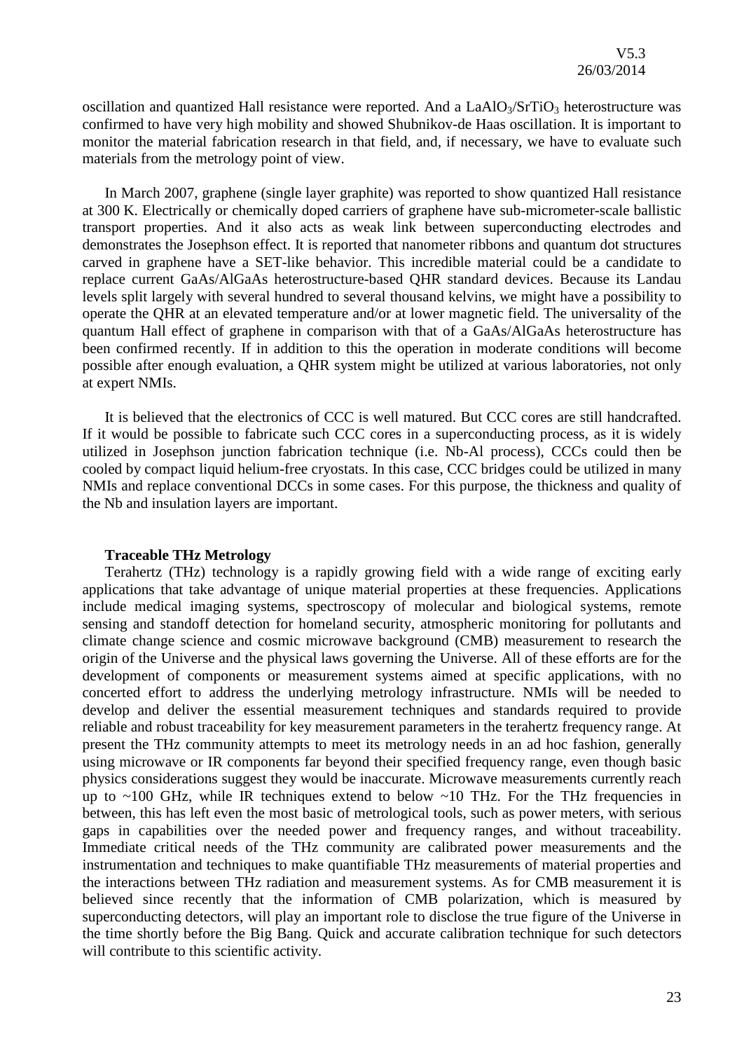oscillation and quantized Hall resistance were reported. And a $LaAlO_3/SrTiO_3$ heterostructure was confirmed to have very high mobility and showed Shubnikov-de Haas oscillation. It is important to monitor the material fabrication research in that field, and, if necessary, we have to evaluate such materials from the metrology point of view.

In March 2007, graphene (single layer graphite) was reported to show quantized Hall resistance at 300 K. Electrically or chemically doped carriers of graphene have sub-micrometer-scale ballistic transport properties. And it also acts as weak link between superconducting electrodes and demonstrates the Josephson effect. It is reported that nanometer ribbons and quantum dot structures carved in graphene have a SET-like behavior. This incredible material could be a candidate to replace current GaAs/AlGaAs heterostructure-based QHR standard devices. Because its Landau levels split largely with several hundred to several thousand kelvins, we might have a possibility to operate the QHR at an elevated temperature and/or at lower magnetic field. The universality of the quantum Hall effect of graphene in comparison with that of a GaAs/AlGaAs heterostructure has been confirmed recently. If in addition to this the operation in moderate conditions will become possible after enough evaluation, a QHR system might be utilized at various laboratories, not only at expert NMIs.

It is believed that the electronics of CCC is well matured. But CCC cores are still handcrafted. If it would be possible to fabricate such CCC cores in a superconducting process, as it is widely utilized in Josephson junction fabrication technique (i.e. Nb-Al process), CCCs could then be cooled by compact liquid helium-free cryostats. In this case, CCC bridges could be utilized in many NMIs and replace conventional DCCs in some cases. For this purpose, the thickness and quality of the Nb and insulation layers are important.

**Traceable THz Metrology**

Terahertz (THz) technology is a rapidly growing field with a wide range of exciting early applications that take advantage of unique material properties at these frequencies. Applications include medical imaging systems, spectroscopy of molecular and biological systems, remote sensing and standoff detection for homeland security, atmospheric monitoring for pollutants and climate change science and cosmic microwave background (CMB) measurement to research the origin of the Universe and the physical laws governing the Universe. All of these efforts are for the development of components or measurement systems aimed at specific applications, with no concerted effort to address the underlying metrology infrastructure. NMIs will be needed to develop and deliver the essential measurement techniques and standards required to provide reliable and robust traceability for key measurement parameters in the terahertz frequency range. At present the THz community attempts to meet its metrology needs in an ad hoc fashion, generally using microwave or IR components far beyond their specified frequency range, even though basic physics considerations suggest they would be inaccurate. Microwave measurements currently reach up to ~100 GHz, while IR techniques extend to below ~10 THz. For the THz frequencies in between, this has left even the most basic of metrological tools, such as power meters, with serious gaps in capabilities over the needed power and frequency ranges, and without traceability. Immediate critical needs of the THz community are calibrated power measurements and the instrumentation and techniques to make quantifiable THz measurements of material properties and the interactions between THz radiation and measurement systems. As for CMB measurement it is believed since recently that the information of CMB polarization, which is measured by superconducting detectors, will play an important role to disclose the true figure of the Universe in the time shortly before the Big Bang. Quick and accurate calibration technique for such detectors will contribute to this scientific activity.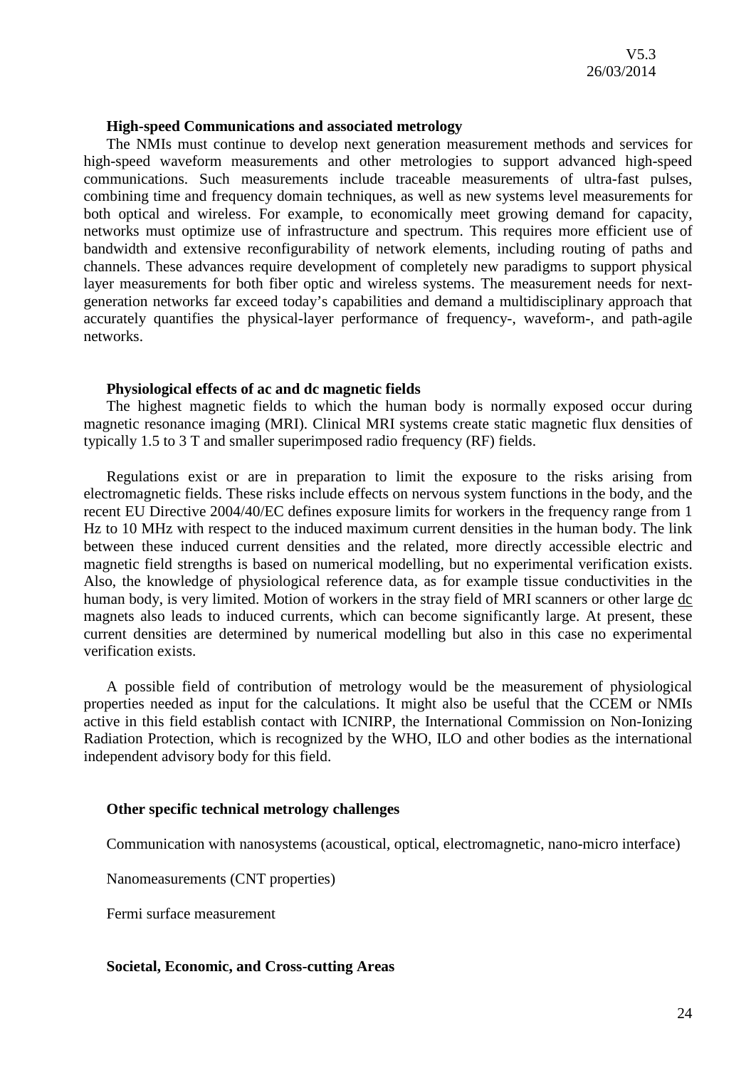### High-speed Communications and associated metrology

The NMIs must continue to develop next generation measurement methods and services for high-speed waveform measurements and other metrologies to support advanced high-speed communications. Such measurements include traceable measurements of ultra-fast pulses, combining time and frequency domain techniques, as well as new systems level measurements for both optical and wireless. For example, to economically meet growing demand for capacity, networks must optimize use of infrastructure and spectrum. This requires more efficient use of bandwidth and extensive reconfigurability of network elements, including routing of paths and channels. These advances require development of completely new paradigms to support physical layer measurements for both fiber optic and wireless systems. The measurement needs for next-generation networks far exceed today's capabilities and demand a multidisciplinary approach that accurately quantifies the physical-layer performance of frequency-, waveform-, and path-agile networks.

### Physiological effects of ac and dc magnetic fields

The highest magnetic fields to which the human body is normally exposed occur during magnetic resonance imaging (MRI). Clinical MRI systems create static magnetic flux densities of typically 1.5 to 3 T and smaller superimposed radio frequency (RF) fields.

Regulations exist or are in preparation to limit the exposure to the risks arising from electromagnetic fields. These risks include effects on nervous system functions in the body, and the recent EU Directive 2004/40/EC defines exposure limits for workers in the frequency range from 1 Hz to 10 MHz with respect to the induced maximum current densities in the human body. The link between these induced current densities and the related, more directly accessible electric and magnetic field strengths is based on numerical modelling, but no experimental verification exists. Also, the knowledge of physiological reference data, as for example tissue conductivities in the human body, is very limited. Motion of workers in the stray field of MRI scanners or other large dc magnets also leads to induced currents, which can become significantly large. At present, these current densities are determined by numerical modelling but also in this case no experimental verification exists.

A possible field of contribution of metrology would be the measurement of physiological properties needed as input for the calculations. It might also be useful that the CCEM or NMIs active in this field establish contact with ICNIRP, the International Commission on Non-Ionizing Radiation Protection, which is recognized by the WHO, ILO and other bodies as the international independent advisory body for this field.

### Other specific technical metrology challenges

Communication with nanosystems (acoustical, optical, electromagnetic, nano-micro interface)

Nanomeasurements (CNT properties)

Fermi surface measurement

### Societal, Economic, and Cross-cutting Areas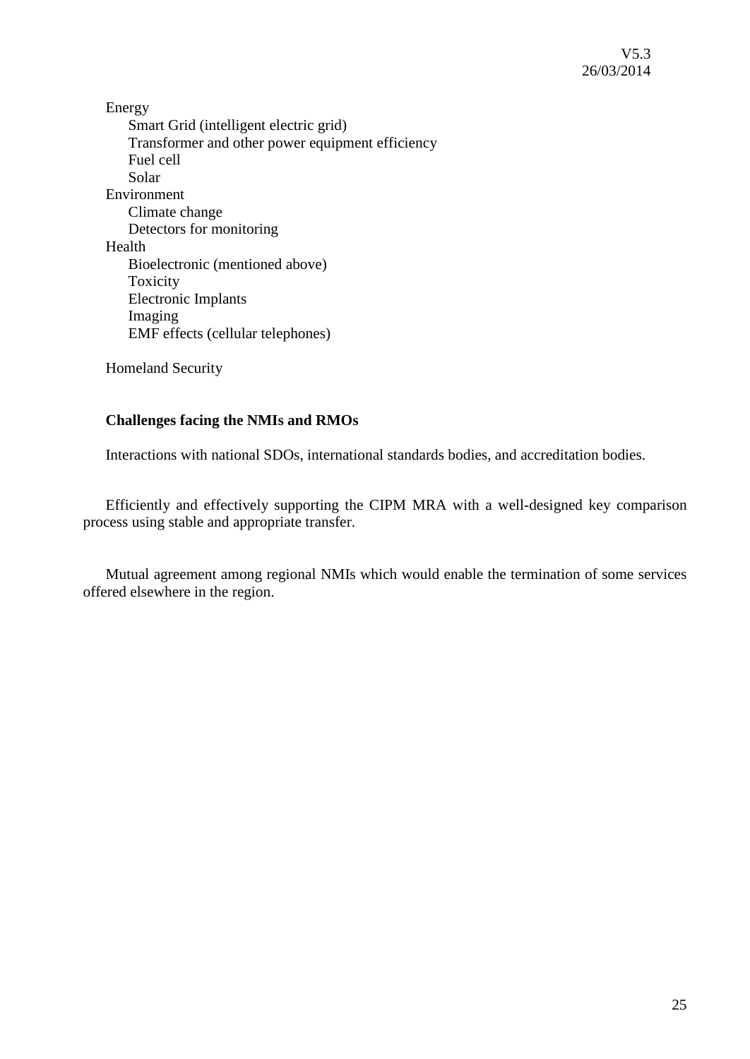- Energy
  - Smart Grid (intelligent electric grid)
  - Transformer and other power equipment efficiency
  - Fuel cell
  - Solar
- Environment
  - Climate change
  - Detectors for monitoring
- Health
  - Bioelectronic (mentioned above)
  - Toxicity
  - Electronic Implants
  - Imaging
  - EMF effects (cellular telephones)
- Homeland Security

**Challenges facing the NMIs and RMOs**

Interactions with national SDOs, international standards bodies, and accreditation bodies.

Efficiently and effectively supporting the CIPM MRA with a well-designed key comparison process using stable and appropriate transfer.

Mutual agreement among regional NMIs which would enable the termination of some services offered elsewhere in the region.